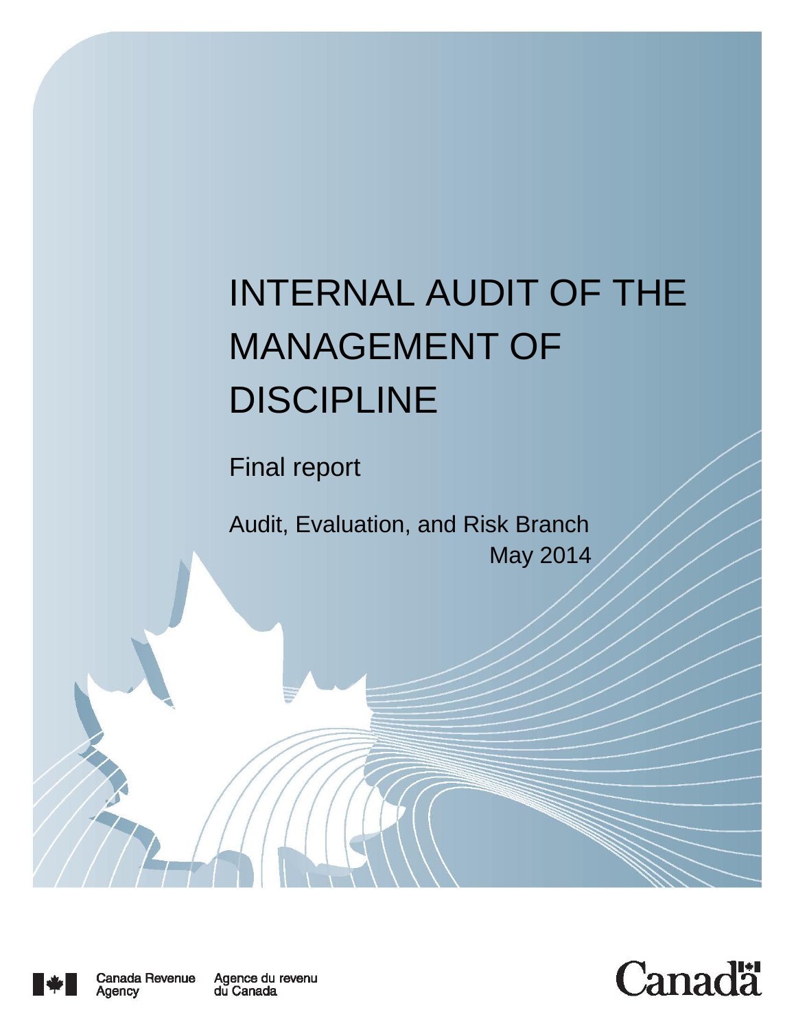# INTERNAL AUDIT OF THE MANAGEMENT OF DISCIPLINE

Final report

Audit, Evaluation, and Risk Branch

May 2014

Canada Revenue Agency    Agence du revenu du Canada

Canada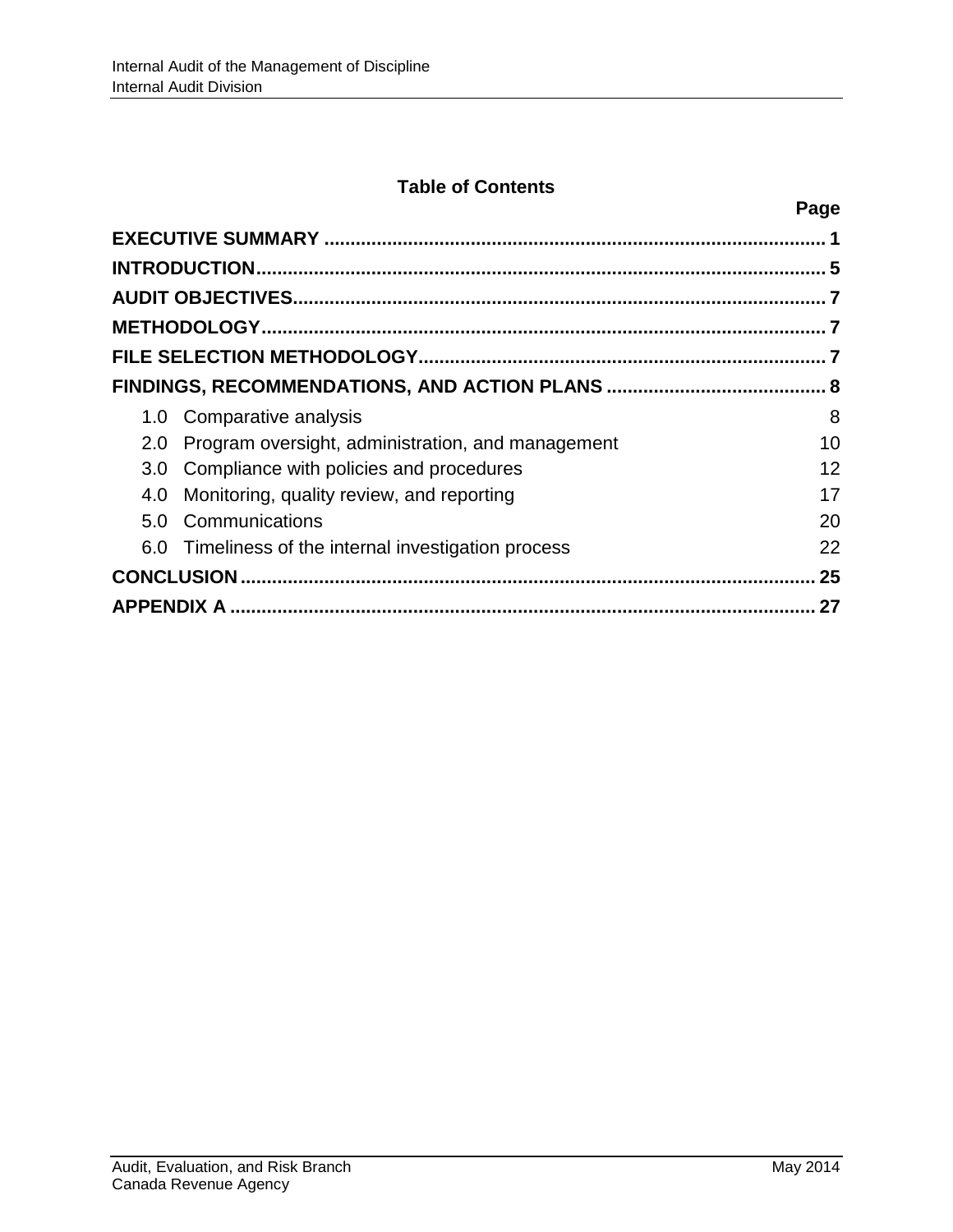## Table of Contents

| | Page |
|---|---|
| **EXECUTIVE SUMMARY** | **1** |
| **INTRODUCTION** | **5** |
| **AUDIT OBJECTIVES** | **7** |
| **METHODOLOGY** | **7** |
| **FILE SELECTION METHODOLOGY** | **7** |
| **FINDINGS, RECOMMENDATIONS, AND ACTION PLANS** | **8** |
| 1.0 Comparative analysis | 8 |
| 2.0 Program oversight, administration, and management | 10 |
| 3.0 Compliance with policies and procedures | 12 |
| 4.0 Monitoring, quality review, and reporting | 17 |
| 5.0 Communications | 20 |
| 6.0 Timeliness of the internal investigation process | 22 |
| **CONCLUSION** | **25** |
| **APPENDIX A** | **27** |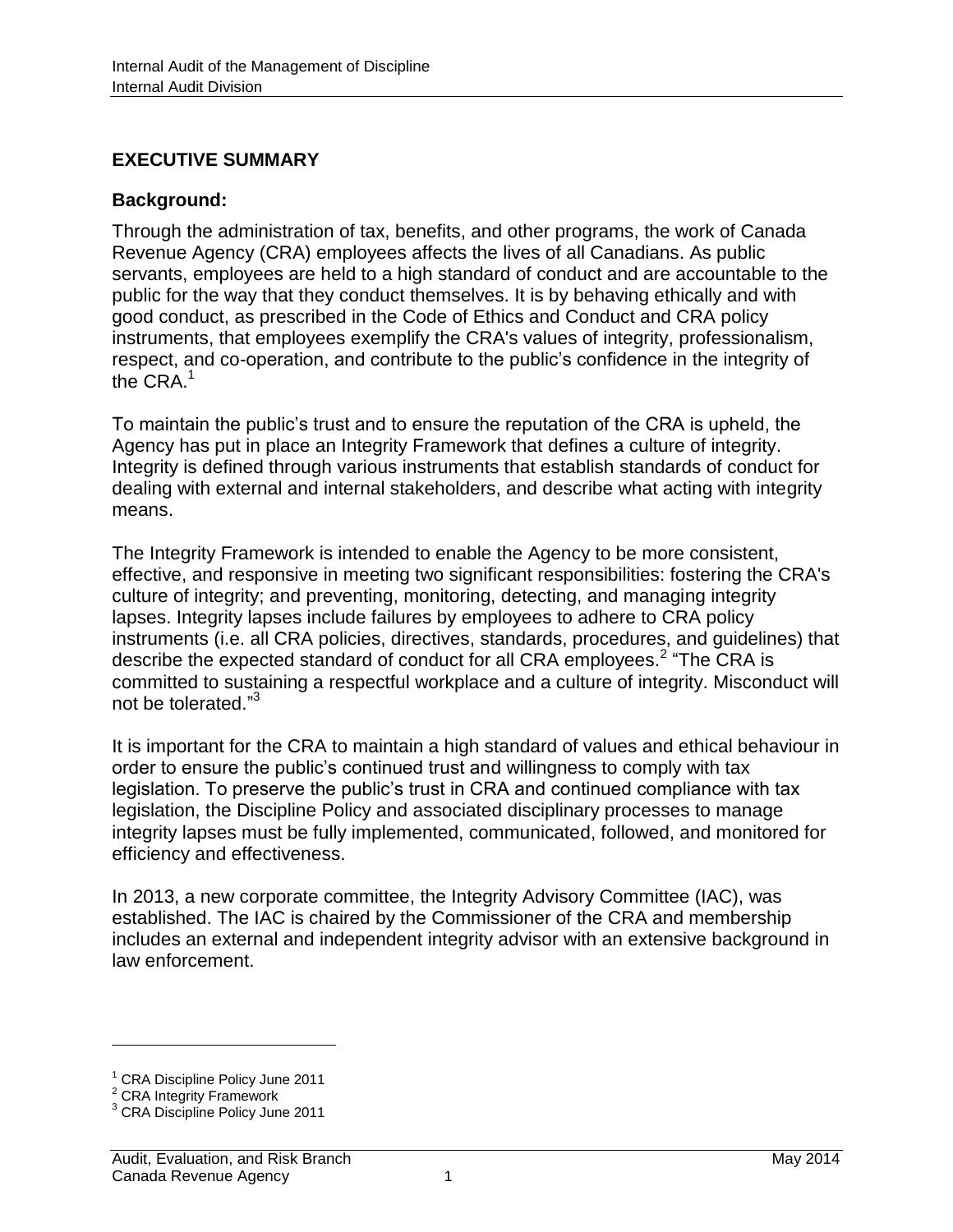## EXECUTIVE SUMMARY

### Background:

Through the administration of tax, benefits, and other programs, the work of Canada Revenue Agency (CRA) employees affects the lives of all Canadians. As public servants, employees are held to a high standard of conduct and are accountable to the public for the way that they conduct themselves. It is by behaving ethically and with good conduct, as prescribed in the Code of Ethics and Conduct and CRA policy instruments, that employees exemplify the CRA's values of integrity, professionalism, respect, and co-operation, and contribute to the public's confidence in the integrity of the CRA.[1]

To maintain the public's trust and to ensure the reputation of the CRA is upheld, the Agency has put in place an Integrity Framework that defines a culture of integrity. Integrity is defined through various instruments that establish standards of conduct for dealing with external and internal stakeholders, and describe what acting with integrity means.

The Integrity Framework is intended to enable the Agency to be more consistent, effective, and responsive in meeting two significant responsibilities: fostering the CRA's culture of integrity; and preventing, monitoring, detecting, and managing integrity lapses. Integrity lapses include failures by employees to adhere to CRA policy instruments (i.e. all CRA policies, directives, standards, procedures, and guidelines) that describe the expected standard of conduct for all CRA employees.[2] "The CRA is committed to sustaining a respectful workplace and a culture of integrity. Misconduct will not be tolerated."[3]

It is important for the CRA to maintain a high standard of values and ethical behaviour in order to ensure the public's continued trust and willingness to comply with tax legislation. To preserve the public's trust in CRA and continued compliance with tax legislation, the Discipline Policy and associated disciplinary processes to manage integrity lapses must be fully implemented, communicated, followed, and monitored for efficiency and effectiveness.

In 2013, a new corporate committee, the Integrity Advisory Committee (IAC), was established. The IAC is chaired by the Commissioner of the CRA and membership includes an external and independent integrity advisor with an extensive background in law enforcement.

---

[1] CRA Discipline Policy June 2011

[2] CRA Integrity Framework

[3] CRA Discipline Policy June 2011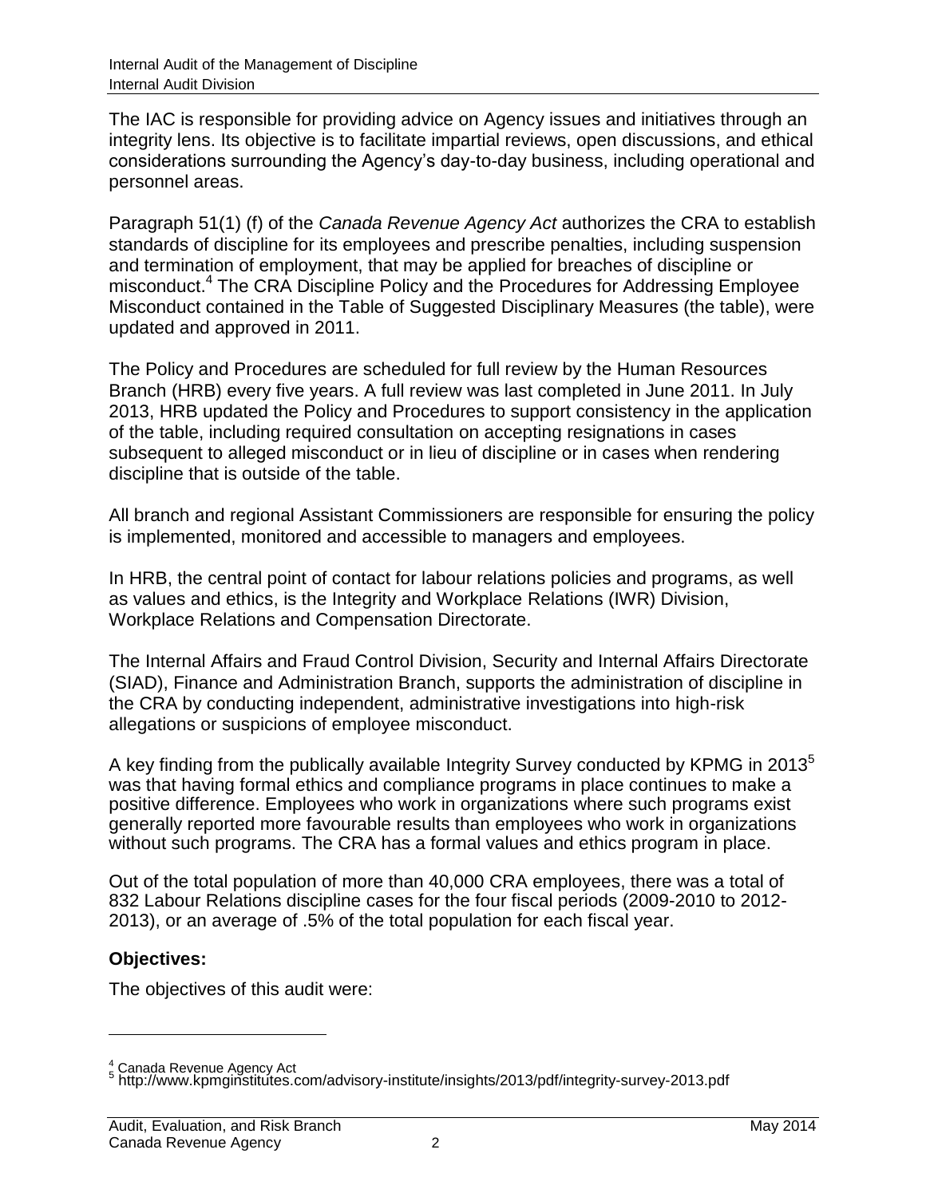The IAC is responsible for providing advice on Agency issues and initiatives through an integrity lens. Its objective is to facilitate impartial reviews, open discussions, and ethical considerations surrounding the Agency's day-to-day business, including operational and personnel areas.

Paragraph 51(1) (f) of the *Canada Revenue Agency Act* authorizes the CRA to establish standards of discipline for its employees and prescribe penalties, including suspension and termination of employment, that may be applied for breaches of discipline or misconduct.[4] The CRA Discipline Policy and the Procedures for Addressing Employee Misconduct contained in the Table of Suggested Disciplinary Measures (the table), were updated and approved in 2011.

The Policy and Procedures are scheduled for full review by the Human Resources Branch (HRB) every five years. A full review was last completed in June 2011. In July 2013, HRB updated the Policy and Procedures to support consistency in the application of the table, including required consultation on accepting resignations in cases subsequent to alleged misconduct or in lieu of discipline or in cases when rendering discipline that is outside of the table.

All branch and regional Assistant Commissioners are responsible for ensuring the policy is implemented, monitored and accessible to managers and employees.

In HRB, the central point of contact for labour relations policies and programs, as well as values and ethics, is the Integrity and Workplace Relations (IWR) Division, Workplace Relations and Compensation Directorate.

The Internal Affairs and Fraud Control Division, Security and Internal Affairs Directorate (SIAD), Finance and Administration Branch, supports the administration of discipline in the CRA by conducting independent, administrative investigations into high-risk allegations or suspicions of employee misconduct.

A key finding from the publically available Integrity Survey conducted by KPMG in 2013[5] was that having formal ethics and compliance programs in place continues to make a positive difference. Employees who work in organizations where such programs exist generally reported more favourable results than employees who work in organizations without such programs. The CRA has a formal values and ethics program in place.

Out of the total population of more than 40,000 CRA employees, there was a total of 832 Labour Relations discipline cases for the four fiscal periods (2009-2010 to 2012-2013), or an average of .5% of the total population for each fiscal year.

**Objectives:**

The objectives of this audit were:

---

[4] Canada Revenue Agency Act

[5] http://www.kpmginstitutes.com/advisory-institute/insights/2013/pdf/integrity-survey-2013.pdf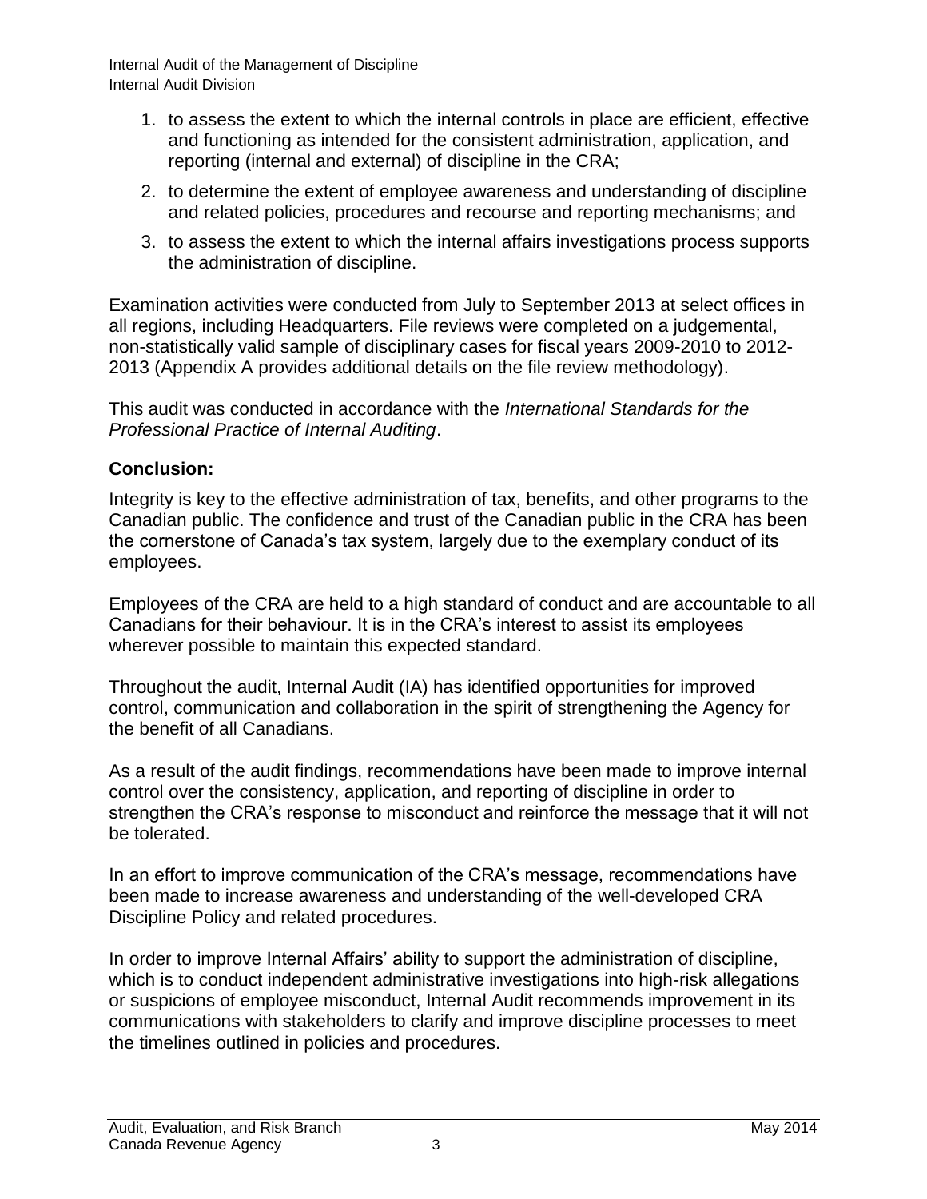1. to assess the extent to which the internal controls in place are efficient, effective and functioning as intended for the consistent administration, application, and reporting (internal and external) of discipline in the CRA;
2. to determine the extent of employee awareness and understanding of discipline and related policies, procedures and recourse and reporting mechanisms; and
3. to assess the extent to which the internal affairs investigations process supports the administration of discipline.

Examination activities were conducted from July to September 2013 at select offices in all regions, including Headquarters. File reviews were completed on a judgemental, non-statistically valid sample of disciplinary cases for fiscal years 2009-2010 to 2012-2013 (Appendix A provides additional details on the file review methodology).

This audit was conducted in accordance with the *International Standards for the Professional Practice of Internal Auditing*.

**Conclusion:**

Integrity is key to the effective administration of tax, benefits, and other programs to the Canadian public. The confidence and trust of the Canadian public in the CRA has been the cornerstone of Canada's tax system, largely due to the exemplary conduct of its employees.

Employees of the CRA are held to a high standard of conduct and are accountable to all Canadians for their behaviour. It is in the CRA's interest to assist its employees wherever possible to maintain this expected standard.

Throughout the audit, Internal Audit (IA) has identified opportunities for improved control, communication and collaboration in the spirit of strengthening the Agency for the benefit of all Canadians.

As a result of the audit findings, recommendations have been made to improve internal control over the consistency, application, and reporting of discipline in order to strengthen the CRA's response to misconduct and reinforce the message that it will not be tolerated.

In an effort to improve communication of the CRA's message, recommendations have been made to increase awareness and understanding of the well-developed CRA Discipline Policy and related procedures.

In order to improve Internal Affairs' ability to support the administration of discipline, which is to conduct independent administrative investigations into high-risk allegations or suspicions of employee misconduct, Internal Audit recommends improvement in its communications with stakeholders to clarify and improve discipline processes to meet the timelines outlined in policies and procedures.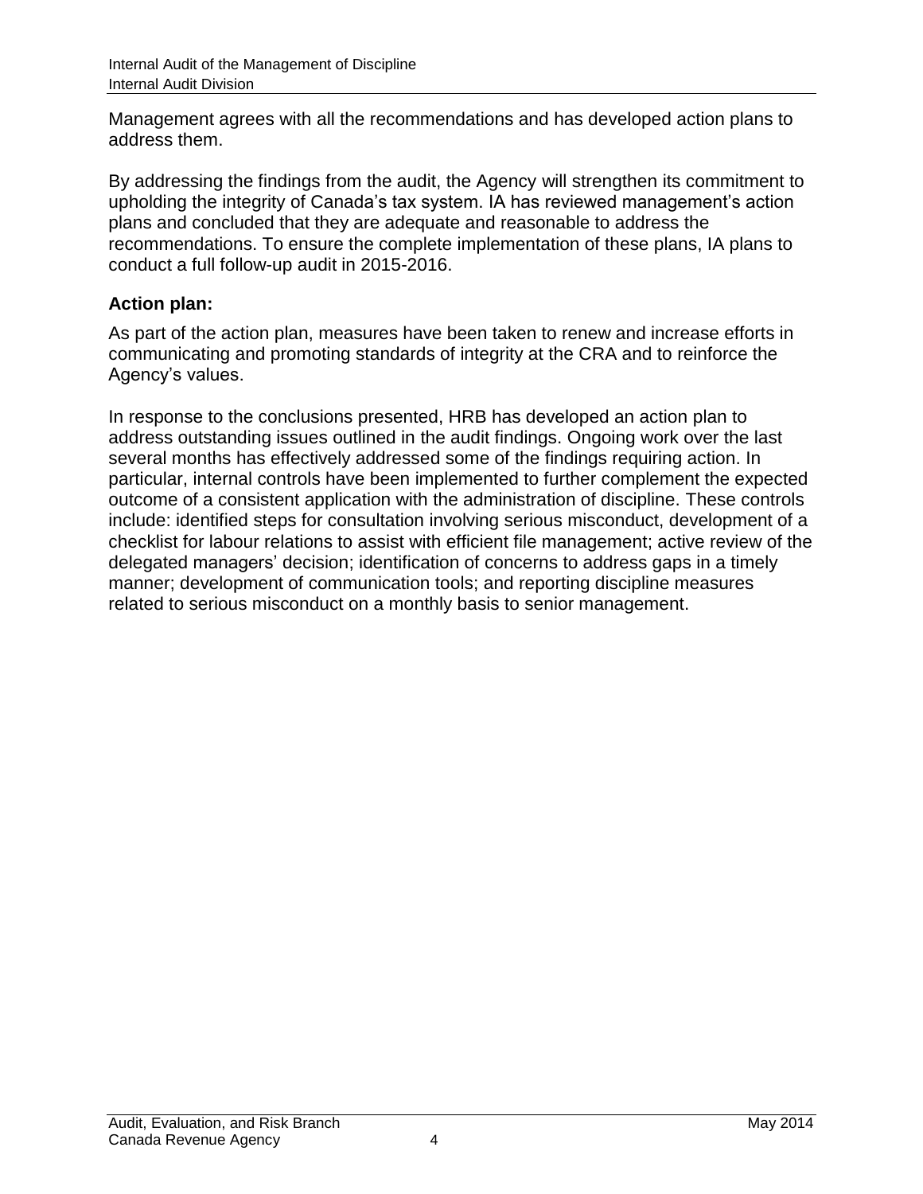Management agrees with all the recommendations and has developed action plans to address them.

By addressing the findings from the audit, the Agency will strengthen its commitment to upholding the integrity of Canada's tax system. IA has reviewed management's action plans and concluded that they are adequate and reasonable to address the recommendations. To ensure the complete implementation of these plans, IA plans to conduct a full follow-up audit in 2015-2016.

### Action plan:

As part of the action plan, measures have been taken to renew and increase efforts in communicating and promoting standards of integrity at the CRA and to reinforce the Agency's values.

In response to the conclusions presented, HRB has developed an action plan to address outstanding issues outlined in the audit findings. Ongoing work over the last several months has effectively addressed some of the findings requiring action. In particular, internal controls have been implemented to further complement the expected outcome of a consistent application with the administration of discipline. These controls include: identified steps for consultation involving serious misconduct, development of a checklist for labour relations to assist with efficient file management; active review of the delegated managers' decision; identification of concerns to address gaps in a timely manner; development of communication tools; and reporting discipline measures related to serious misconduct on a monthly basis to senior management.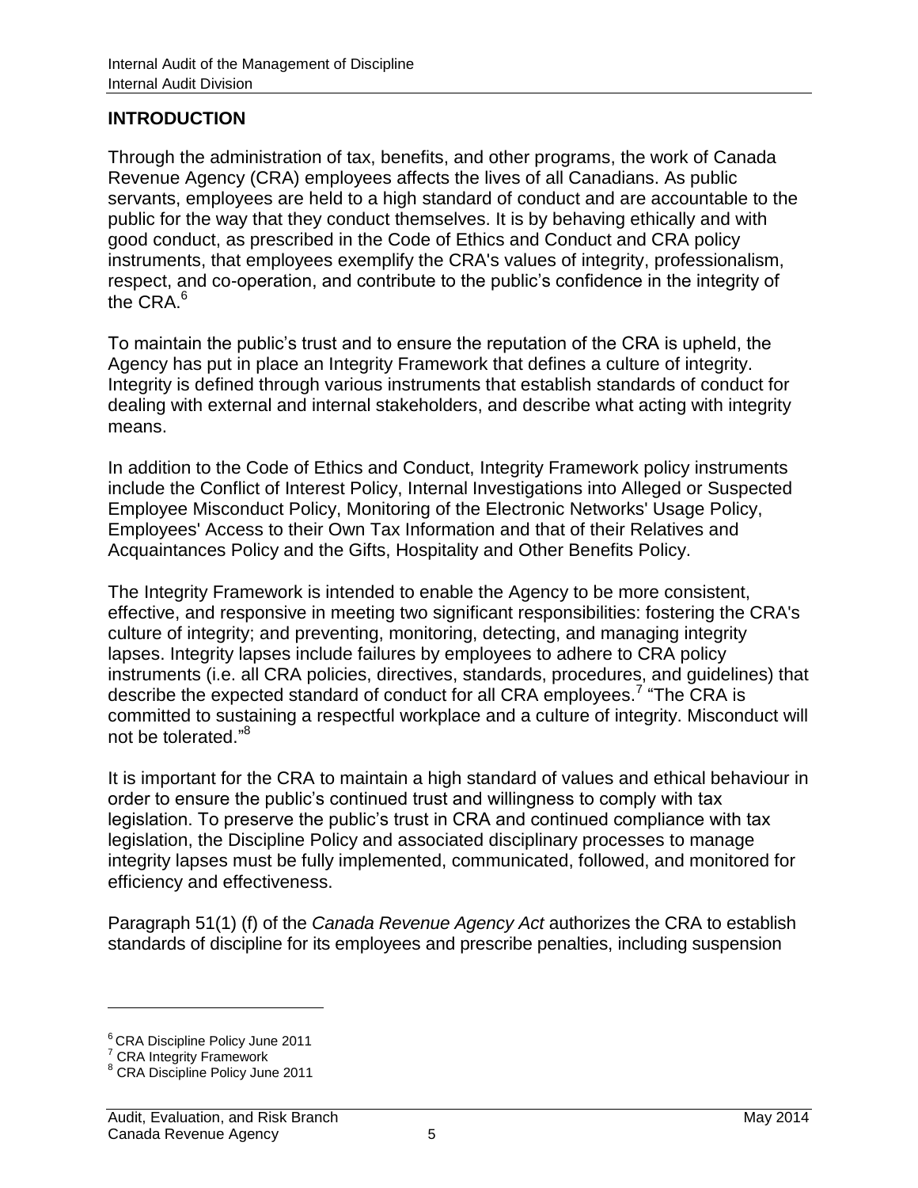## INTRODUCTION

Through the administration of tax, benefits, and other programs, the work of Canada Revenue Agency (CRA) employees affects the lives of all Canadians. As public servants, employees are held to a high standard of conduct and are accountable to the public for the way that they conduct themselves. It is by behaving ethically and with good conduct, as prescribed in the Code of Ethics and Conduct and CRA policy instruments, that employees exemplify the CRA's values of integrity, professionalism, respect, and co-operation, and contribute to the public's confidence in the integrity of the CRA.[6]

To maintain the public's trust and to ensure the reputation of the CRA is upheld, the Agency has put in place an Integrity Framework that defines a culture of integrity. Integrity is defined through various instruments that establish standards of conduct for dealing with external and internal stakeholders, and describe what acting with integrity means.

In addition to the Code of Ethics and Conduct, Integrity Framework policy instruments include the Conflict of Interest Policy, Internal Investigations into Alleged or Suspected Employee Misconduct Policy, Monitoring of the Electronic Networks' Usage Policy, Employees' Access to their Own Tax Information and that of their Relatives and Acquaintances Policy and the Gifts, Hospitality and Other Benefits Policy.

The Integrity Framework is intended to enable the Agency to be more consistent, effective, and responsive in meeting two significant responsibilities: fostering the CRA's culture of integrity; and preventing, monitoring, detecting, and managing integrity lapses. Integrity lapses include failures by employees to adhere to CRA policy instruments (i.e. all CRA policies, directives, standards, procedures, and guidelines) that describe the expected standard of conduct for all CRA employees.[7] "The CRA is committed to sustaining a respectful workplace and a culture of integrity. Misconduct will not be tolerated."[8]

It is important for the CRA to maintain a high standard of values and ethical behaviour in order to ensure the public's continued trust and willingness to comply with tax legislation. To preserve the public's trust in CRA and continued compliance with tax legislation, the Discipline Policy and associated disciplinary processes to manage integrity lapses must be fully implemented, communicated, followed, and monitored for efficiency and effectiveness.

Paragraph 51(1) (f) of the *Canada Revenue Agency Act* authorizes the CRA to establish standards of discipline for its employees and prescribe penalties, including suspension

---

[6] CRA Discipline Policy June 2011
[7] CRA Integrity Framework
[8] CRA Discipline Policy June 2011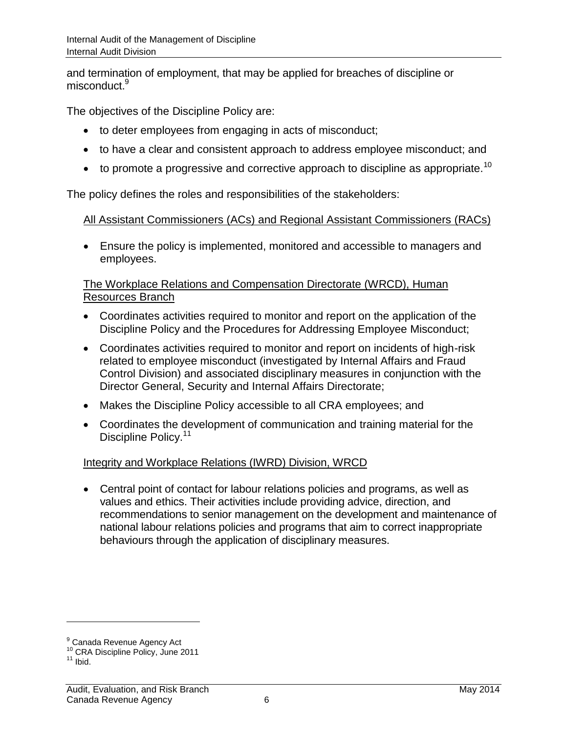and termination of employment, that may be applied for breaches of discipline or misconduct.[9]

The objectives of the Discipline Policy are:

- to deter employees from engaging in acts of misconduct;
- to have a clear and consistent approach to address employee misconduct; and
- to promote a progressive and corrective approach to discipline as appropriate.[10]

The policy defines the roles and responsibilities of the stakeholders:

All Assistant Commissioners (ACs) and Regional Assistant Commissioners (RACs)

- Ensure the policy is implemented, monitored and accessible to managers and employees.

The Workplace Relations and Compensation Directorate (WRCD), Human Resources Branch

- Coordinates activities required to monitor and report on the application of the Discipline Policy and the Procedures for Addressing Employee Misconduct;
- Coordinates activities required to monitor and report on incidents of high-risk related to employee misconduct (investigated by Internal Affairs and Fraud Control Division) and associated disciplinary measures in conjunction with the Director General, Security and Internal Affairs Directorate;
- Makes the Discipline Policy accessible to all CRA employees; and
- Coordinates the development of communication and training material for the Discipline Policy.[11]

Integrity and Workplace Relations (IWRD) Division, WRCD

- Central point of contact for labour relations policies and programs, as well as values and ethics. Their activities include providing advice, direction, and recommendations to senior management on the development and maintenance of national labour relations policies and programs that aim to correct inappropriate behaviours through the application of disciplinary measures.

[9] Canada Revenue Agency Act
[10] CRA Discipline Policy, June 2011
[11] Ibid.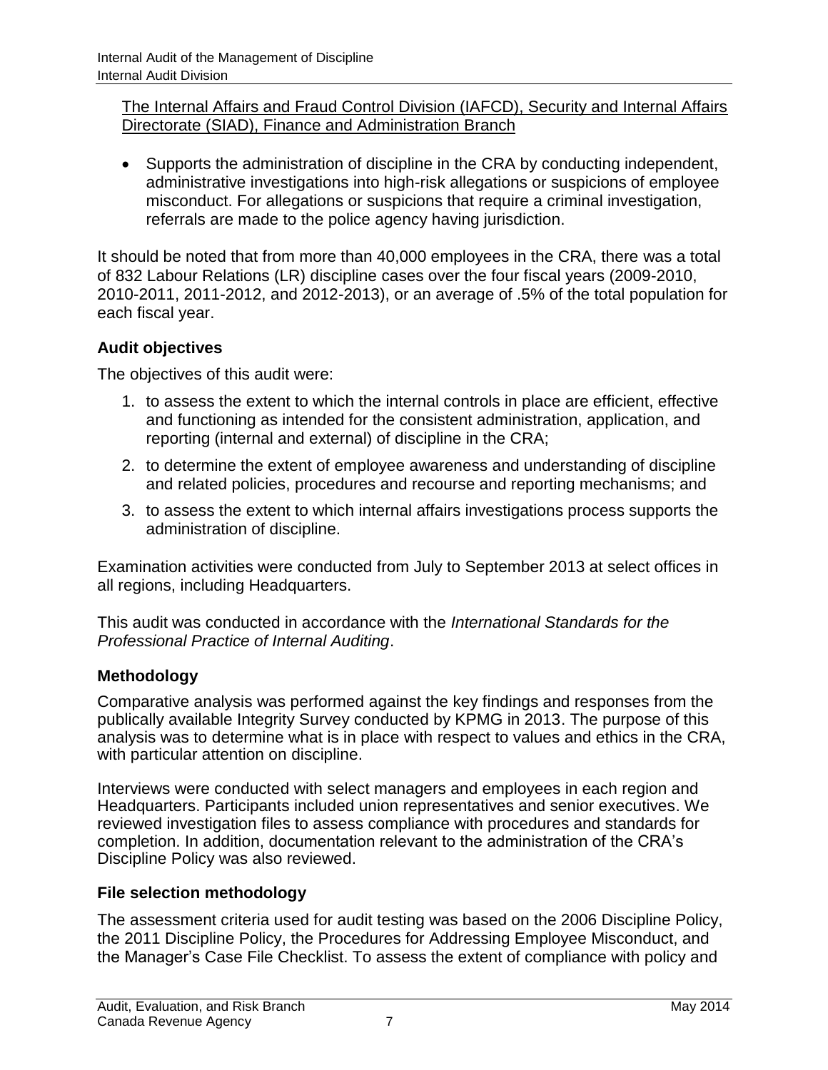The Internal Affairs and Fraud Control Division (IAFCD), Security and Internal Affairs Directorate (SIAD), Finance and Administration Branch

- Supports the administration of discipline in the CRA by conducting independent, administrative investigations into high-risk allegations or suspicions of employee misconduct. For allegations or suspicions that require a criminal investigation, referrals are made to the police agency having jurisdiction.

It should be noted that from more than 40,000 employees in the CRA, there was a total of 832 Labour Relations (LR) discipline cases over the four fiscal years (2009-2010, 2010-2011, 2011-2012, and 2012-2013), or an average of .5% of the total population for each fiscal year.

### Audit objectives

The objectives of this audit were:

1. to assess the extent to which the internal controls in place are efficient, effective and functioning as intended for the consistent administration, application, and reporting (internal and external) of discipline in the CRA;
2. to determine the extent of employee awareness and understanding of discipline and related policies, procedures and recourse and reporting mechanisms; and
3. to assess the extent to which internal affairs investigations process supports the administration of discipline.

Examination activities were conducted from July to September 2013 at select offices in all regions, including Headquarters.

This audit was conducted in accordance with the *International Standards for the Professional Practice of Internal Auditing*.

### Methodology

Comparative analysis was performed against the key findings and responses from the publically available Integrity Survey conducted by KPMG in 2013. The purpose of this analysis was to determine what is in place with respect to values and ethics in the CRA, with particular attention on discipline.

Interviews were conducted with select managers and employees in each region and Headquarters. Participants included union representatives and senior executives. We reviewed investigation files to assess compliance with procedures and standards for completion. In addition, documentation relevant to the administration of the CRA's Discipline Policy was also reviewed.

### File selection methodology

The assessment criteria used for audit testing was based on the 2006 Discipline Policy, the 2011 Discipline Policy, the Procedures for Addressing Employee Misconduct, and the Manager's Case File Checklist. To assess the extent of compliance with policy and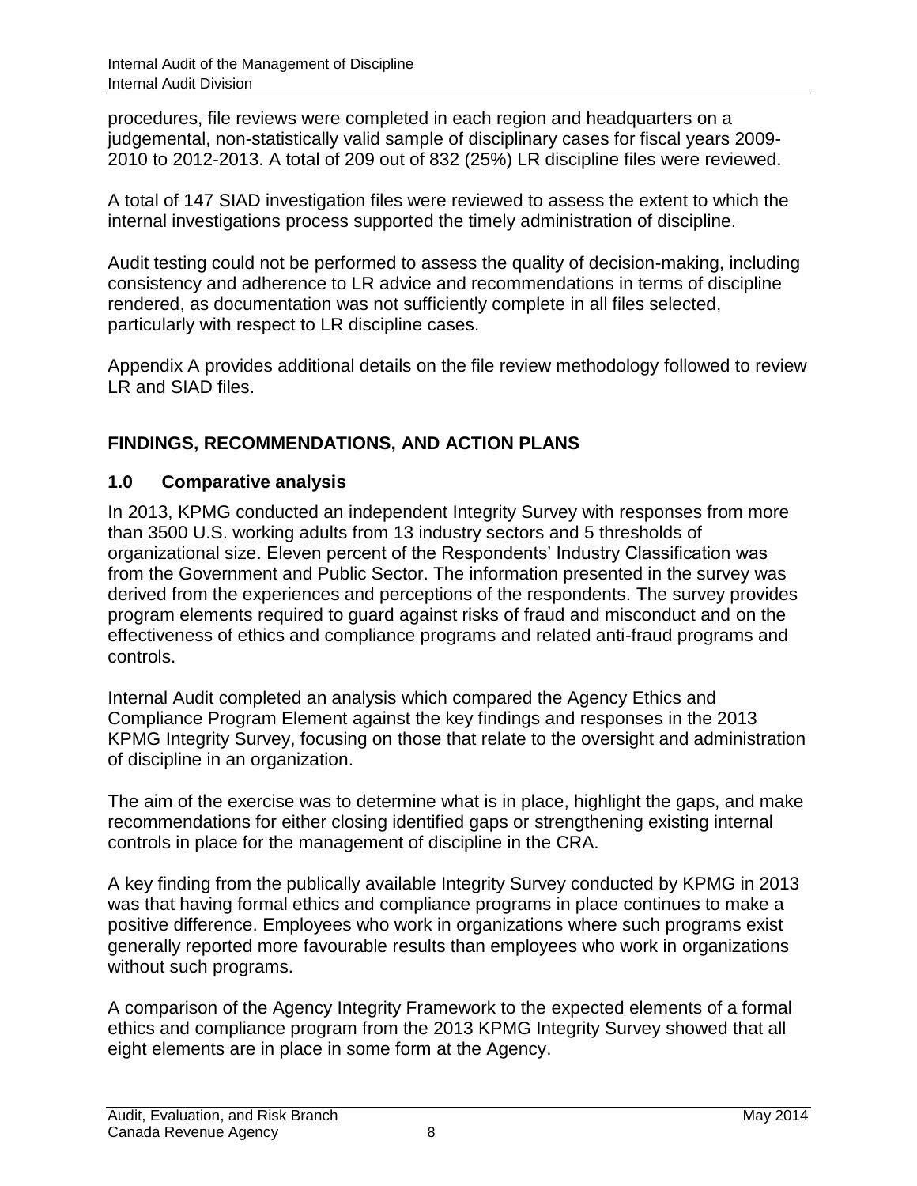procedures, file reviews were completed in each region and headquarters on a judgemental, non-statistically valid sample of disciplinary cases for fiscal years 2009-2010 to 2012-2013. A total of 209 out of 832 (25%) LR discipline files were reviewed.

A total of 147 SIAD investigation files were reviewed to assess the extent to which the internal investigations process supported the timely administration of discipline.

Audit testing could not be performed to assess the quality of decision-making, including consistency and adherence to LR advice and recommendations in terms of discipline rendered, as documentation was not sufficiently complete in all files selected, particularly with respect to LR discipline cases.

Appendix A provides additional details on the file review methodology followed to review LR and SIAD files.

## FINDINGS, RECOMMENDATIONS, AND ACTION PLANS

### 1.0 Comparative analysis

In 2013, KPMG conducted an independent Integrity Survey with responses from more than 3500 U.S. working adults from 13 industry sectors and 5 thresholds of organizational size. Eleven percent of the Respondents' Industry Classification was from the Government and Public Sector. The information presented in the survey was derived from the experiences and perceptions of the respondents. The survey provides program elements required to guard against risks of fraud and misconduct and on the effectiveness of ethics and compliance programs and related anti-fraud programs and controls.

Internal Audit completed an analysis which compared the Agency Ethics and Compliance Program Element against the key findings and responses in the 2013 KPMG Integrity Survey, focusing on those that relate to the oversight and administration of discipline in an organization.

The aim of the exercise was to determine what is in place, highlight the gaps, and make recommendations for either closing identified gaps or strengthening existing internal controls in place for the management of discipline in the CRA.

A key finding from the publically available Integrity Survey conducted by KPMG in 2013 was that having formal ethics and compliance programs in place continues to make a positive difference. Employees who work in organizations where such programs exist generally reported more favourable results than employees who work in organizations without such programs.

A comparison of the Agency Integrity Framework to the expected elements of a formal ethics and compliance program from the 2013 KPMG Integrity Survey showed that all eight elements are in place in some form at the Agency.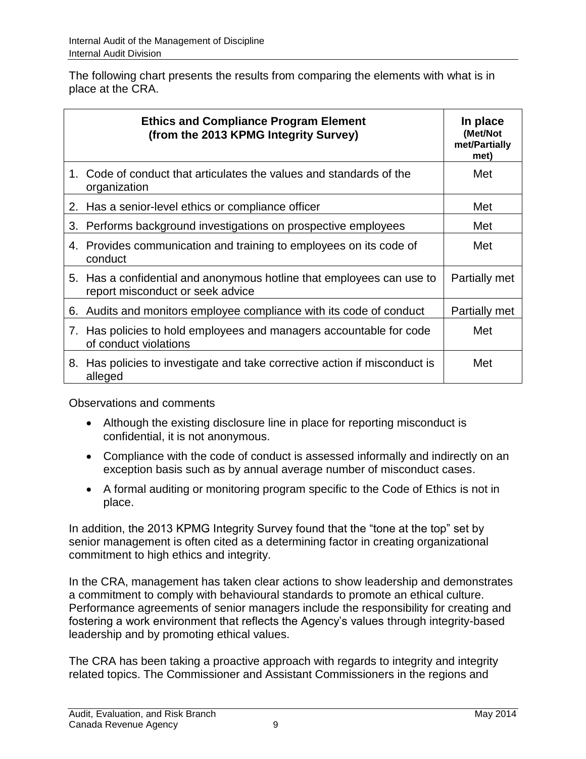The following chart presents the results from comparing the elements with what is in place at the CRA.

| Ethics and Compliance Program Element (from the 2013 KPMG Integrity Survey) | In place (Met/Not met/Partially met) |
|---|---|
| 1. Code of conduct that articulates the values and standards of the organization | Met |
| 2. Has a senior-level ethics or compliance officer | Met |
| 3. Performs background investigations on prospective employees | Met |
| 4. Provides communication and training to employees on its code of conduct | Met |
| 5. Has a confidential and anonymous hotline that employees can use to report misconduct or seek advice | Partially met |
| 6. Audits and monitors employee compliance with its code of conduct | Partially met |
| 7. Has policies to hold employees and managers accountable for code of conduct violations | Met |
| 8. Has policies to investigate and take corrective action if misconduct is alleged | Met |

Observations and comments

- Although the existing disclosure line in place for reporting misconduct is confidential, it is not anonymous.
- Compliance with the code of conduct is assessed informally and indirectly on an exception basis such as by annual average number of misconduct cases.
- A formal auditing or monitoring program specific to the Code of Ethics is not in place.

In addition, the 2013 KPMG Integrity Survey found that the “tone at the top” set by senior management is often cited as a determining factor in creating organizational commitment to high ethics and integrity.

In the CRA, management has taken clear actions to show leadership and demonstrates a commitment to comply with behavioural standards to promote an ethical culture. Performance agreements of senior managers include the responsibility for creating and fostering a work environment that reflects the Agency’s values through integrity-based leadership and by promoting ethical values.

The CRA has been taking a proactive approach with regards to integrity and integrity related topics. The Commissioner and Assistant Commissioners in the regions and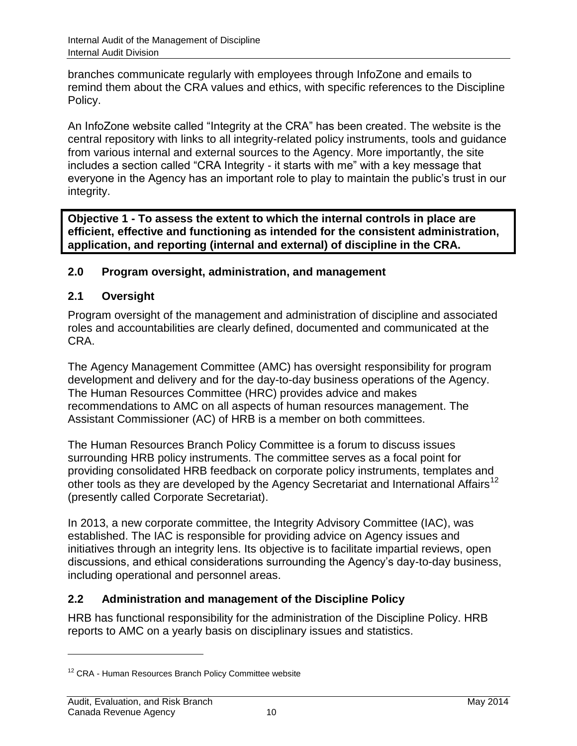branches communicate regularly with employees through InfoZone and emails to remind them about the CRA values and ethics, with specific references to the Discipline Policy.

An InfoZone website called "Integrity at the CRA" has been created. The website is the central repository with links to all integrity-related policy instruments, tools and guidance from various internal and external sources to the Agency. More importantly, the site includes a section called "CRA Integrity - it starts with me" with a key message that everyone in the Agency has an important role to play to maintain the public's trust in our integrity.

**Objective 1 - To assess the extent to which the internal controls in place are efficient, effective and functioning as intended for the consistent administration, application, and reporting (internal and external) of discipline in the CRA.**

## 2.0 Program oversight, administration, and management

### 2.1 Oversight

Program oversight of the management and administration of discipline and associated roles and accountabilities are clearly defined, documented and communicated at the CRA.

The Agency Management Committee (AMC) has oversight responsibility for program development and delivery and for the day-to-day business operations of the Agency. The Human Resources Committee (HRC) provides advice and makes recommendations to AMC on all aspects of human resources management. The Assistant Commissioner (AC) of HRB is a member on both committees.

The Human Resources Branch Policy Committee is a forum to discuss issues surrounding HRB policy instruments. The committee serves as a focal point for providing consolidated HRB feedback on corporate policy instruments, templates and other tools as they are developed by the Agency Secretariat and International Affairs[12] (presently called Corporate Secretariat).

In 2013, a new corporate committee, the Integrity Advisory Committee (IAC), was established. The IAC is responsible for providing advice on Agency issues and initiatives through an integrity lens. Its objective is to facilitate impartial reviews, open discussions, and ethical considerations surrounding the Agency's day-to-day business, including operational and personnel areas.

### 2.2 Administration and management of the Discipline Policy

HRB has functional responsibility for the administration of the Discipline Policy. HRB reports to AMC on a yearly basis on disciplinary issues and statistics.

[12] CRA - Human Resources Branch Policy Committee website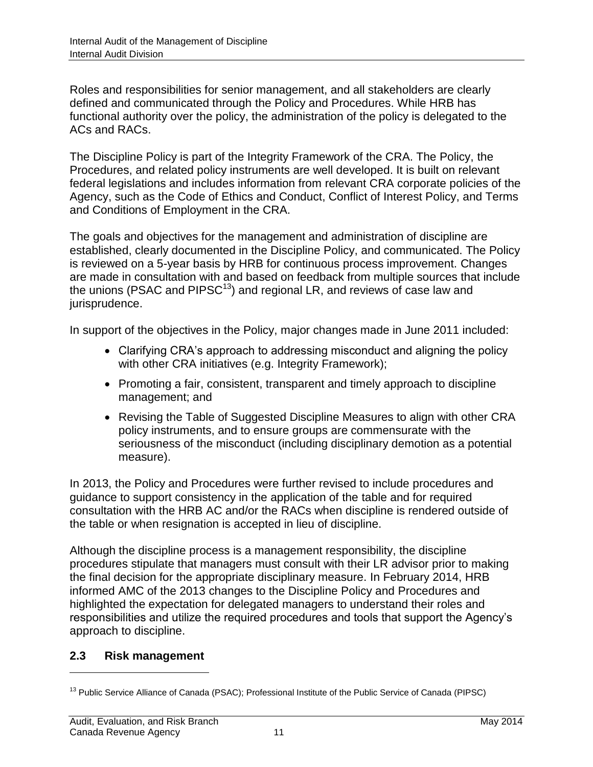Roles and responsibilities for senior management, and all stakeholders are clearly defined and communicated through the Policy and Procedures. While HRB has functional authority over the policy, the administration of the policy is delegated to the ACs and RACs.

The Discipline Policy is part of the Integrity Framework of the CRA. The Policy, the Procedures, and related policy instruments are well developed. It is built on relevant federal legislations and includes information from relevant CRA corporate policies of the Agency, such as the Code of Ethics and Conduct, Conflict of Interest Policy, and Terms and Conditions of Employment in the CRA.

The goals and objectives for the management and administration of discipline are established, clearly documented in the Discipline Policy, and communicated. The Policy is reviewed on a 5-year basis by HRB for continuous process improvement. Changes are made in consultation with and based on feedback from multiple sources that include the unions (PSAC and PIPSC[13]) and regional LR, and reviews of case law and jurisprudence.

In support of the objectives in the Policy, major changes made in June 2011 included:

- Clarifying CRA's approach to addressing misconduct and aligning the policy with other CRA initiatives (e.g. Integrity Framework);
- Promoting a fair, consistent, transparent and timely approach to discipline management; and
- Revising the Table of Suggested Discipline Measures to align with other CRA policy instruments, and to ensure groups are commensurate with the seriousness of the misconduct (including disciplinary demotion as a potential measure).

In 2013, the Policy and Procedures were further revised to include procedures and guidance to support consistency in the application of the table and for required consultation with the HRB AC and/or the RACs when discipline is rendered outside of the table or when resignation is accepted in lieu of discipline.

Although the discipline process is a management responsibility, the discipline procedures stipulate that managers must consult with their LR advisor prior to making the final decision for the appropriate disciplinary measure. In February 2014, HRB informed AMC of the 2013 changes to the Discipline Policy and Procedures and highlighted the expectation for delegated managers to understand their roles and responsibilities and utilize the required procedures and tools that support the Agency's approach to discipline.

## 2.3 Risk management

[13] Public Service Alliance of Canada (PSAC); Professional Institute of the Public Service of Canada (PIPSC)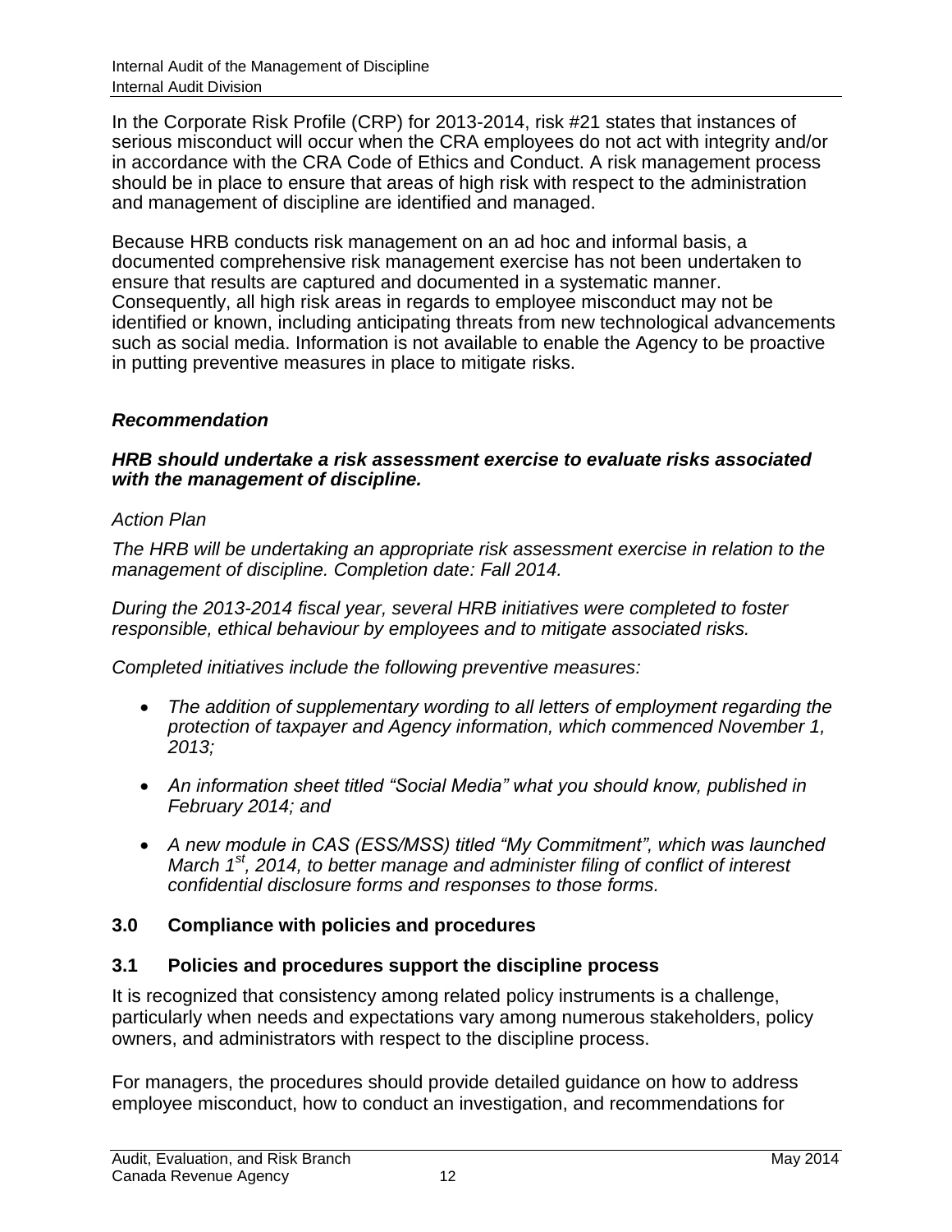In the Corporate Risk Profile (CRP) for 2013-2014, risk #21 states that instances of serious misconduct will occur when the CRA employees do not act with integrity and/or in accordance with the CRA Code of Ethics and Conduct. A risk management process should be in place to ensure that areas of high risk with respect to the administration and management of discipline are identified and managed.

Because HRB conducts risk management on an ad hoc and informal basis, a documented comprehensive risk management exercise has not been undertaken to ensure that results are captured and documented in a systematic manner. Consequently, all high risk areas in regards to employee misconduct may not be identified or known, including anticipating threats from new technological advancements such as social media. Information is not available to enable the Agency to be proactive in putting preventive measures in place to mitigate risks.

***Recommendation***

***HRB should undertake a risk assessment exercise to evaluate risks associated with the management of discipline.***

*Action Plan*

*The HRB will be undertaking an appropriate risk assessment exercise in relation to the management of discipline. Completion date: Fall 2014.*

*During the 2013-2014 fiscal year, several HRB initiatives were completed to foster responsible, ethical behaviour by employees and to mitigate associated risks.*

*Completed initiatives include the following preventive measures:*

- *The addition of supplementary wording to all letters of employment regarding the protection of taxpayer and Agency information, which commenced November 1, 2013;*
- *An information sheet titled "Social Media" what you should know, published in February 2014; and*
- *A new module in CAS (ESS/MSS) titled "My Commitment", which was launched March 1st, 2014, to better manage and administer filing of conflict of interest confidential disclosure forms and responses to those forms.*

## 3.0 Compliance with policies and procedures

### 3.1 Policies and procedures support the discipline process

It is recognized that consistency among related policy instruments is a challenge, particularly when needs and expectations vary among numerous stakeholders, policy owners, and administrators with respect to the discipline process.

For managers, the procedures should provide detailed guidance on how to address employee misconduct, how to conduct an investigation, and recommendations for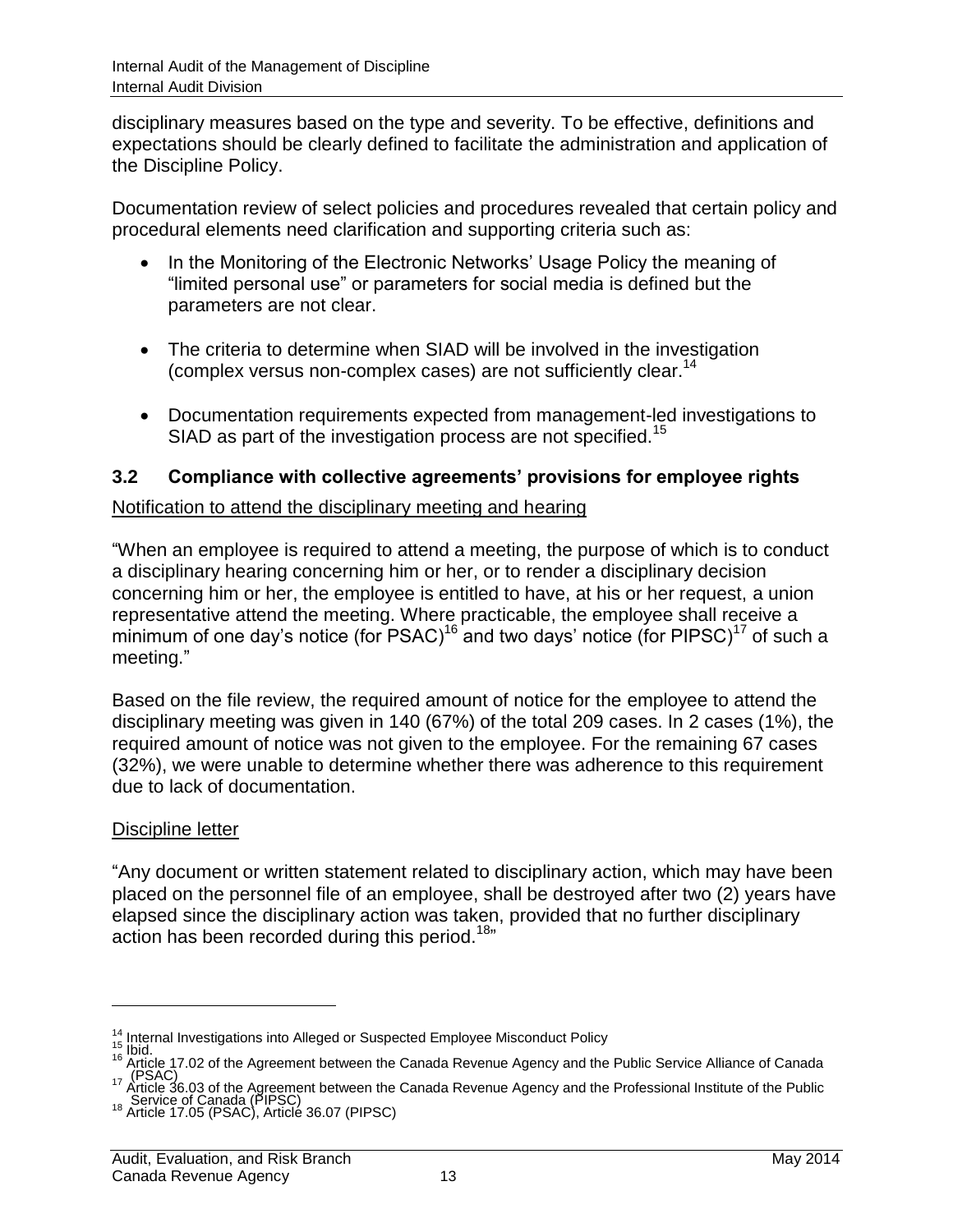disciplinary measures based on the type and severity. To be effective, definitions and expectations should be clearly defined to facilitate the administration and application of the Discipline Policy.

Documentation review of select policies and procedures revealed that certain policy and procedural elements need clarification and supporting criteria such as:

- In the Monitoring of the Electronic Networks' Usage Policy the meaning of "limited personal use" or parameters for social media is defined but the parameters are not clear.
- The criteria to determine when SIAD will be involved in the investigation (complex versus non-complex cases) are not sufficiently clear.[14]
- Documentation requirements expected from management-led investigations to SIAD as part of the investigation process are not specified.[15]

### 3.2 Compliance with collective agreements' provisions for employee rights

Notification to attend the disciplinary meeting and hearing

"When an employee is required to attend a meeting, the purpose of which is to conduct a disciplinary hearing concerning him or her, or to render a disciplinary decision concerning him or her, the employee is entitled to have, at his or her request, a union representative attend the meeting. Where practicable, the employee shall receive a minimum of one day's notice (for PSAC)[16] and two days' notice (for PIPSC)[17] of such a meeting."

Based on the file review, the required amount of notice for the employee to attend the disciplinary meeting was given in 140 (67%) of the total 209 cases. In 2 cases (1%), the required amount of notice was not given to the employee. For the remaining 67 cases (32%), we were unable to determine whether there was adherence to this requirement due to lack of documentation.

Discipline letter

"Any document or written statement related to disciplinary action, which may have been placed on the personnel file of an employee, shall be destroyed after two (2) years have elapsed since the disciplinary action was taken, provided that no further disciplinary action has been recorded during this period.[18]"

---

[14] Internal Investigations into Alleged or Suspected Employee Misconduct Policy
[15] Ibid.
[16] Article 17.02 of the Agreement between the Canada Revenue Agency and the Public Service Alliance of Canada (PSAC)
[17] Article 36.03 of the Agreement between the Canada Revenue Agency and the Professional Institute of the Public Service of Canada (PIPSC)
[18] Article 17.05 (PSAC), Article 36.07 (PIPSC)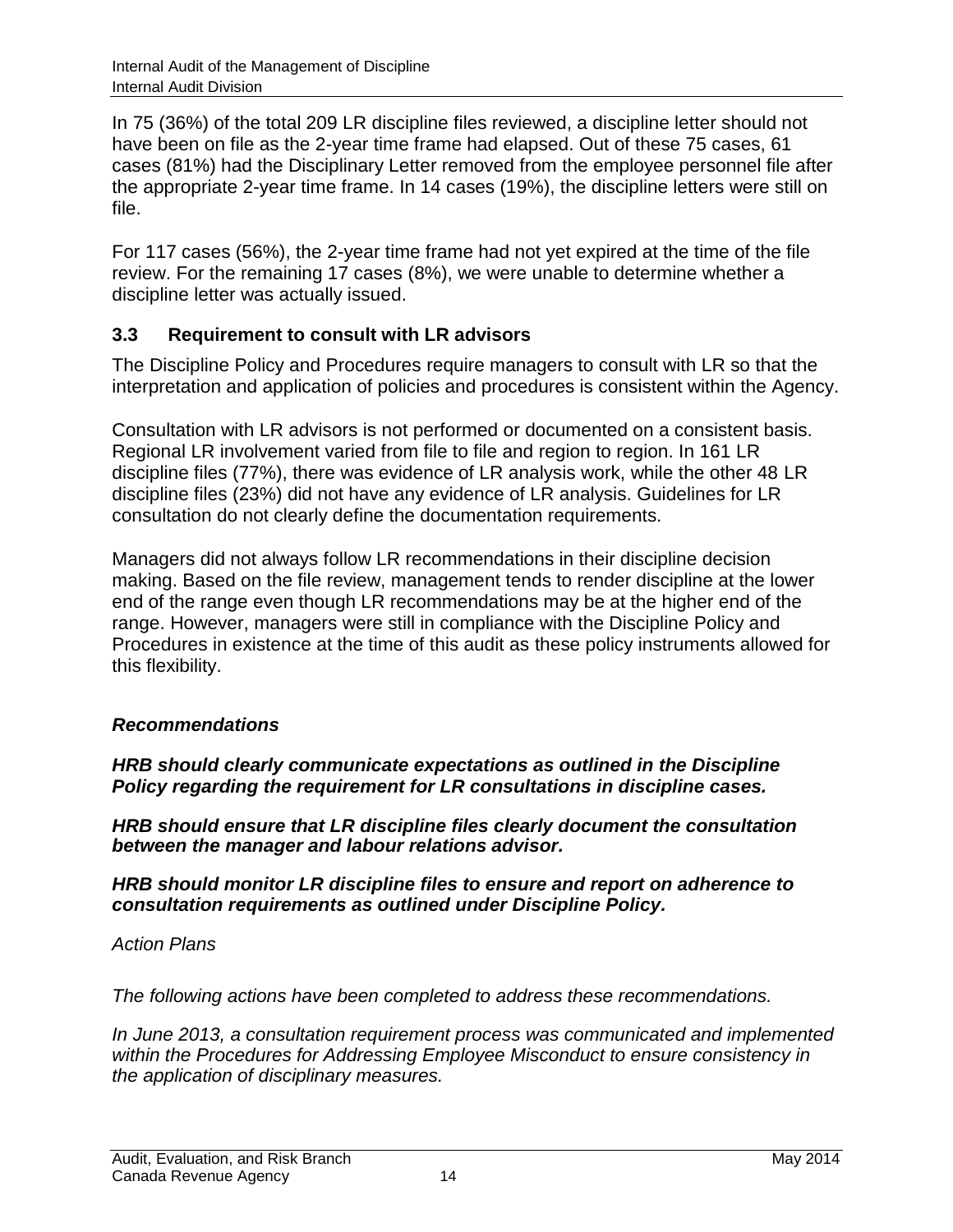In 75 (36%) of the total 209 LR discipline files reviewed, a discipline letter should not have been on file as the 2-year time frame had elapsed. Out of these 75 cases, 61 cases (81%) had the Disciplinary Letter removed from the employee personnel file after the appropriate 2-year time frame. In 14 cases (19%), the discipline letters were still on file.

For 117 cases (56%), the 2-year time frame had not yet expired at the time of the file review. For the remaining 17 cases (8%), we were unable to determine whether a discipline letter was actually issued.

### 3.3 Requirement to consult with LR advisors

The Discipline Policy and Procedures require managers to consult with LR so that the interpretation and application of policies and procedures is consistent within the Agency.

Consultation with LR advisors is not performed or documented on a consistent basis. Regional LR involvement varied from file to file and region to region. In 161 LR discipline files (77%), there was evidence of LR analysis work, while the other 48 LR discipline files (23%) did not have any evidence of LR analysis. Guidelines for LR consultation do not clearly define the documentation requirements.

Managers did not always follow LR recommendations in their discipline decision making. Based on the file review, management tends to render discipline at the lower end of the range even though LR recommendations may be at the higher end of the range. However, managers were still in compliance with the Discipline Policy and Procedures in existence at the time of this audit as these policy instruments allowed for this flexibility.

***Recommendations***

***HRB should clearly communicate expectations as outlined in the Discipline Policy regarding the requirement for LR consultations in discipline cases.***

***HRB should ensure that LR discipline files clearly document the consultation between the manager and labour relations advisor.***

***HRB should monitor LR discipline files to ensure and report on adherence to consultation requirements as outlined under Discipline Policy.***

*Action Plans*

*The following actions have been completed to address these recommendations.*

*In June 2013, a consultation requirement process was communicated and implemented within the Procedures for Addressing Employee Misconduct to ensure consistency in the application of disciplinary measures.*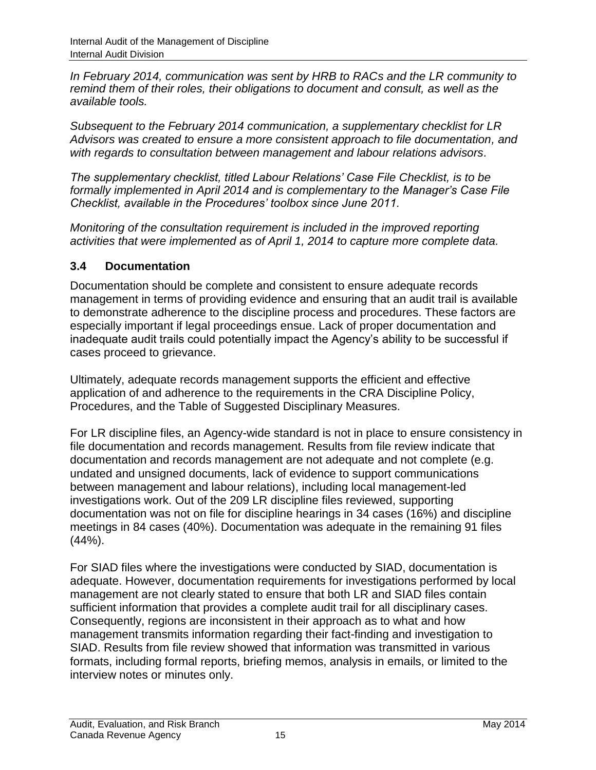*In February 2014, communication was sent by HRB to RACs and the LR community to remind them of their roles, their obligations to document and consult, as well as the available tools.*

*Subsequent to the February 2014 communication, a supplementary checklist for LR Advisors was created to ensure a more consistent approach to file documentation, and with regards to consultation between management and labour relations advisors.*

*The supplementary checklist, titled Labour Relations' Case File Checklist, is to be formally implemented in April 2014 and is complementary to the Manager's Case File Checklist, available in the Procedures' toolbox since June 2011.*

*Monitoring of the consultation requirement is included in the improved reporting activities that were implemented as of April 1, 2014 to capture more complete data.*

## 3.4 Documentation

Documentation should be complete and consistent to ensure adequate records management in terms of providing evidence and ensuring that an audit trail is available to demonstrate adherence to the discipline process and procedures. These factors are especially important if legal proceedings ensue. Lack of proper documentation and inadequate audit trails could potentially impact the Agency's ability to be successful if cases proceed to grievance.

Ultimately, adequate records management supports the efficient and effective application of and adherence to the requirements in the CRA Discipline Policy, Procedures, and the Table of Suggested Disciplinary Measures.

For LR discipline files, an Agency-wide standard is not in place to ensure consistency in file documentation and records management. Results from file review indicate that documentation and records management are not adequate and not complete (e.g. undated and unsigned documents, lack of evidence to support communications between management and labour relations), including local management-led investigations work. Out of the 209 LR discipline files reviewed, supporting documentation was not on file for discipline hearings in 34 cases (16%) and discipline meetings in 84 cases (40%). Documentation was adequate in the remaining 91 files (44%).

For SIAD files where the investigations were conducted by SIAD, documentation is adequate. However, documentation requirements for investigations performed by local management are not clearly stated to ensure that both LR and SIAD files contain sufficient information that provides a complete audit trail for all disciplinary cases. Consequently, regions are inconsistent in their approach as to what and how management transmits information regarding their fact-finding and investigation to SIAD. Results from file review showed that information was transmitted in various formats, including formal reports, briefing memos, analysis in emails, or limited to the interview notes or minutes only.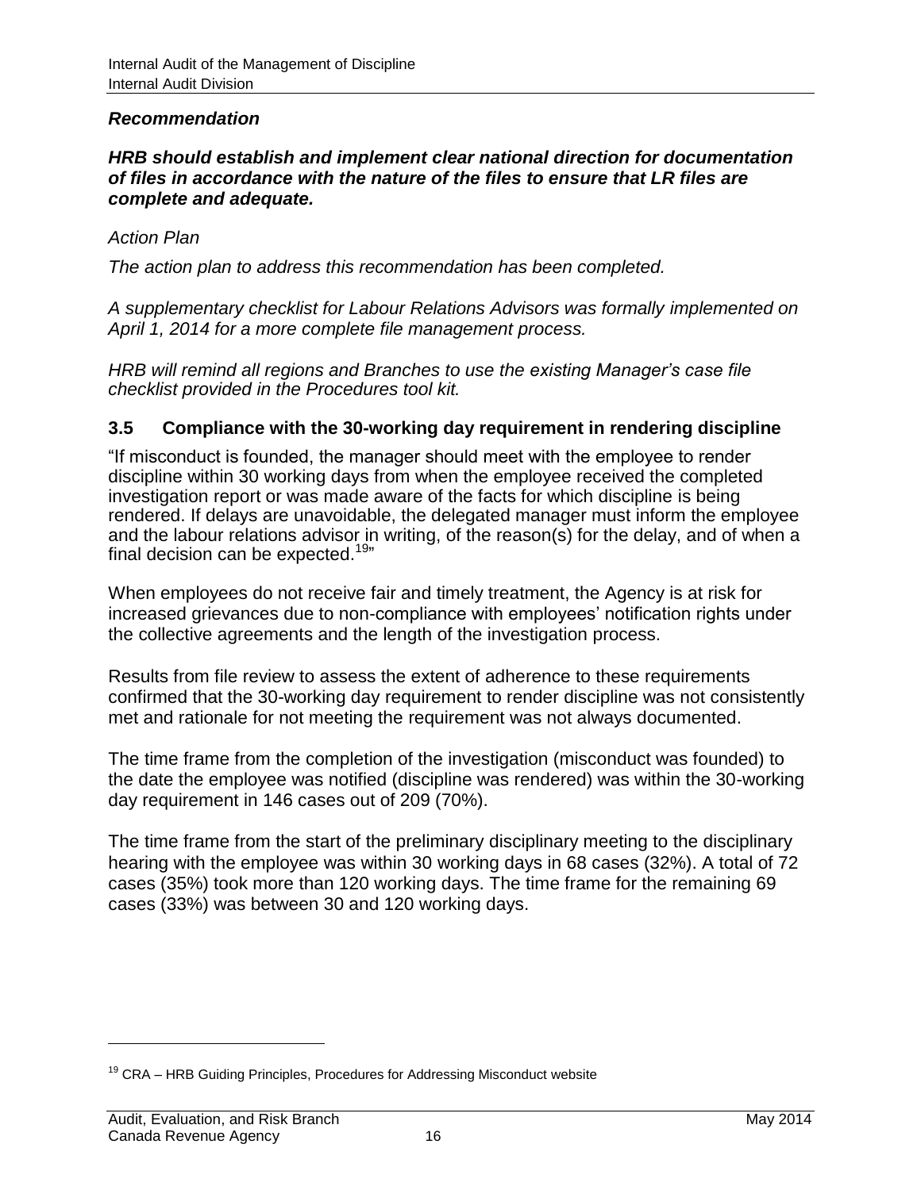***Recommendation***

***HRB should establish and implement clear national direction for documentation of files in accordance with the nature of the files to ensure that LR files are complete and adequate.***

*Action Plan*

*The action plan to address this recommendation has been completed.*

*A supplementary checklist for Labour Relations Advisors was formally implemented on April 1, 2014 for a more complete file management process.*

*HRB will remind all regions and Branches to use the existing Manager's case file checklist provided in the Procedures tool kit.*

### 3.5 Compliance with the 30-working day requirement in rendering discipline

"If misconduct is founded, the manager should meet with the employee to render discipline within 30 working days from when the employee received the completed investigation report or was made aware of the facts for which discipline is being rendered. If delays are unavoidable, the delegated manager must inform the employee and the labour relations advisor in writing, of the reason(s) for the delay, and of when a final decision can be expected.[19]"

When employees do not receive fair and timely treatment, the Agency is at risk for increased grievances due to non-compliance with employees' notification rights under the collective agreements and the length of the investigation process.

Results from file review to assess the extent of adherence to these requirements confirmed that the 30-working day requirement to render discipline was not consistently met and rationale for not meeting the requirement was not always documented.

The time frame from the completion of the investigation (misconduct was founded) to the date the employee was notified (discipline was rendered) was within the 30-working day requirement in 146 cases out of 209 (70%).

The time frame from the start of the preliminary disciplinary meeting to the disciplinary hearing with the employee was within 30 working days in 68 cases (32%). A total of 72 cases (35%) took more than 120 working days. The time frame for the remaining 69 cases (33%) was between 30 and 120 working days.

---

[19] CRA – HRB Guiding Principles, Procedures for Addressing Misconduct website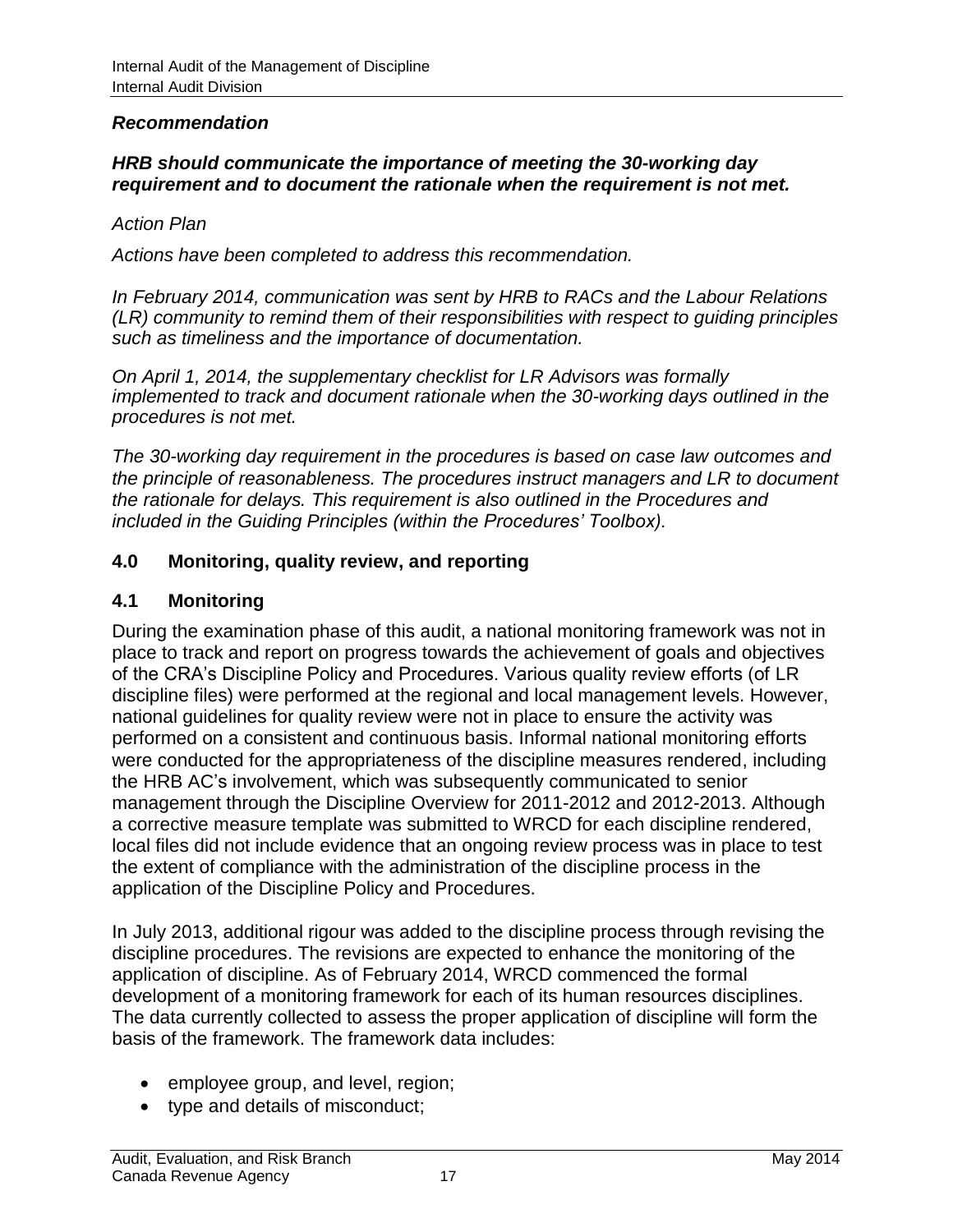***Recommendation***

***HRB should communicate the importance of meeting the 30-working day requirement and to document the rationale when the requirement is not met.***

*Action Plan*

*Actions have been completed to address this recommendation.*

*In February 2014, communication was sent by HRB to RACs and the Labour Relations (LR) community to remind them of their responsibilities with respect to guiding principles such as timeliness and the importance of documentation.*

*On April 1, 2014, the supplementary checklist for LR Advisors was formally implemented to track and document rationale when the 30-working days outlined in the procedures is not met.*

*The 30-working day requirement in the procedures is based on case law outcomes and the principle of reasonableness. The procedures instruct managers and LR to document the rationale for delays. This requirement is also outlined in the Procedures and included in the Guiding Principles (within the Procedures' Toolbox).*

## 4.0 Monitoring, quality review, and reporting

### 4.1 Monitoring

During the examination phase of this audit, a national monitoring framework was not in place to track and report on progress towards the achievement of goals and objectives of the CRA's Discipline Policy and Procedures. Various quality review efforts (of LR discipline files) were performed at the regional and local management levels. However, national guidelines for quality review were not in place to ensure the activity was performed on a consistent and continuous basis. Informal national monitoring efforts were conducted for the appropriateness of the discipline measures rendered, including the HRB AC's involvement, which was subsequently communicated to senior management through the Discipline Overview for 2011-2012 and 2012-2013. Although a corrective measure template was submitted to WRCD for each discipline rendered, local files did not include evidence that an ongoing review process was in place to test the extent of compliance with the administration of the discipline process in the application of the Discipline Policy and Procedures.

In July 2013, additional rigour was added to the discipline process through revising the discipline procedures. The revisions are expected to enhance the monitoring of the application of discipline. As of February 2014, WRCD commenced the formal development of a monitoring framework for each of its human resources disciplines. The data currently collected to assess the proper application of discipline will form the basis of the framework. The framework data includes:

- employee group, and level, region;
- type and details of misconduct;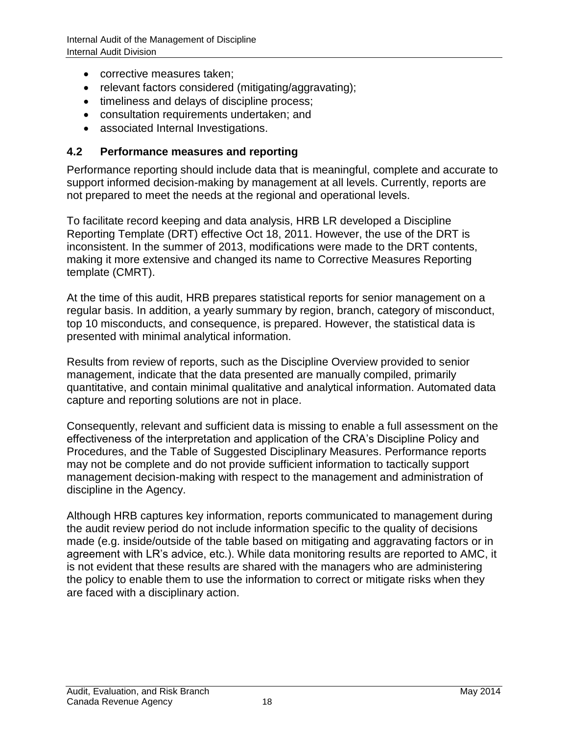- corrective measures taken;
- relevant factors considered (mitigating/aggravating);
- timeliness and delays of discipline process;
- consultation requirements undertaken; and
- associated Internal Investigations.

### 4.2 Performance measures and reporting

Performance reporting should include data that is meaningful, complete and accurate to support informed decision-making by management at all levels. Currently, reports are not prepared to meet the needs at the regional and operational levels.

To facilitate record keeping and data analysis, HRB LR developed a Discipline Reporting Template (DRT) effective Oct 18, 2011. However, the use of the DRT is inconsistent. In the summer of 2013, modifications were made to the DRT contents, making it more extensive and changed its name to Corrective Measures Reporting template (CMRT).

At the time of this audit, HRB prepares statistical reports for senior management on a regular basis. In addition, a yearly summary by region, branch, category of misconduct, top 10 misconducts, and consequence, is prepared. However, the statistical data is presented with minimal analytical information.

Results from review of reports, such as the Discipline Overview provided to senior management, indicate that the data presented are manually compiled, primarily quantitative, and contain minimal qualitative and analytical information. Automated data capture and reporting solutions are not in place.

Consequently, relevant and sufficient data is missing to enable a full assessment on the effectiveness of the interpretation and application of the CRA's Discipline Policy and Procedures, and the Table of Suggested Disciplinary Measures. Performance reports may not be complete and do not provide sufficient information to tactically support management decision-making with respect to the management and administration of discipline in the Agency.

Although HRB captures key information, reports communicated to management during the audit review period do not include information specific to the quality of decisions made (e.g. inside/outside of the table based on mitigating and aggravating factors or in agreement with LR's advice, etc.). While data monitoring results are reported to AMC, it is not evident that these results are shared with the managers who are administering the policy to enable them to use the information to correct or mitigate risks when they are faced with a disciplinary action.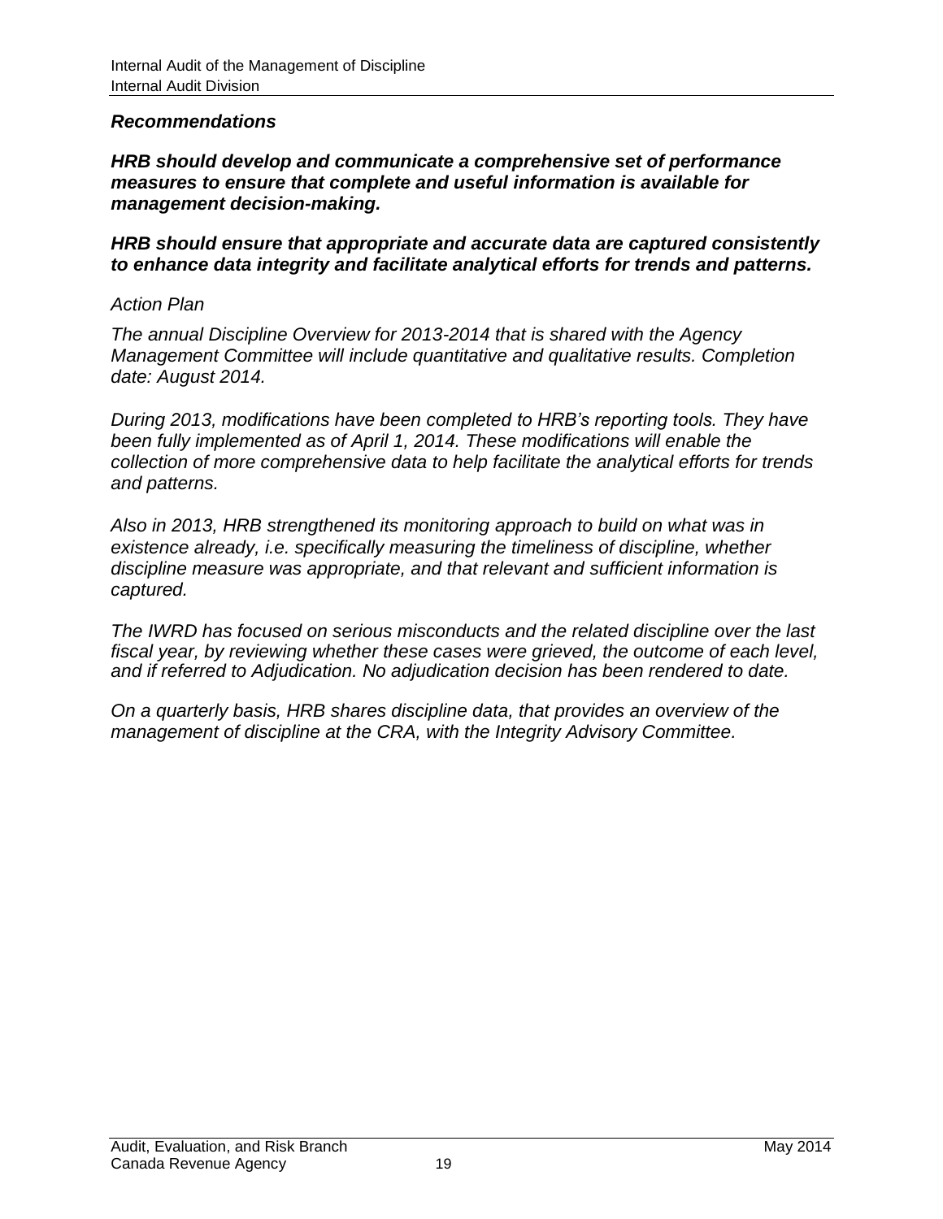***Recommendations***

***HRB should develop and communicate a comprehensive set of performance measures to ensure that complete and useful information is available for management decision-making.***

***HRB should ensure that appropriate and accurate data are captured consistently to enhance data integrity and facilitate analytical efforts for trends and patterns.***

*Action Plan*

*The annual Discipline Overview for 2013-2014 that is shared with the Agency Management Committee will include quantitative and qualitative results. Completion date: August 2014.*

*During 2013, modifications have been completed to HRB's reporting tools. They have been fully implemented as of April 1, 2014. These modifications will enable the collection of more comprehensive data to help facilitate the analytical efforts for trends and patterns.*

*Also in 2013, HRB strengthened its monitoring approach to build on what was in existence already, i.e. specifically measuring the timeliness of discipline, whether discipline measure was appropriate, and that relevant and sufficient information is captured.*

*The IWRD has focused on serious misconducts and the related discipline over the last fiscal year, by reviewing whether these cases were grieved, the outcome of each level, and if referred to Adjudication. No adjudication decision has been rendered to date.*

*On a quarterly basis, HRB shares discipline data, that provides an overview of the management of discipline at the CRA, with the Integrity Advisory Committee.*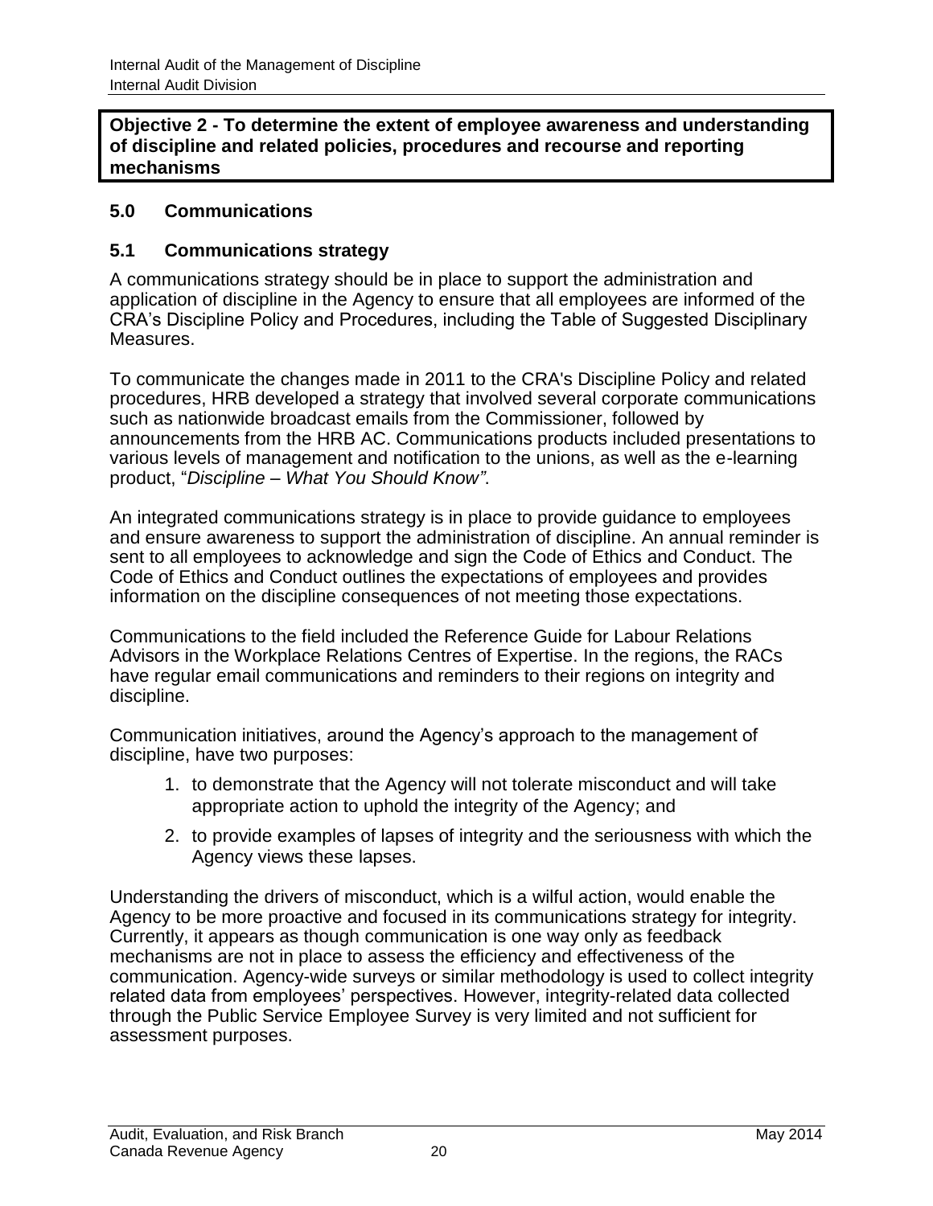**Objective 2 - To determine the extent of employee awareness and understanding of discipline and related policies, procedures and recourse and reporting mechanisms**

## 5.0 Communications

### 5.1 Communications strategy

A communications strategy should be in place to support the administration and application of discipline in the Agency to ensure that all employees are informed of the CRA's Discipline Policy and Procedures, including the Table of Suggested Disciplinary Measures.

To communicate the changes made in 2011 to the CRA's Discipline Policy and related procedures, HRB developed a strategy that involved several corporate communications such as nationwide broadcast emails from the Commissioner, followed by announcements from the HRB AC. Communications products included presentations to various levels of management and notification to the unions, as well as the e-learning product, "*Discipline – What You Should Know"*.

An integrated communications strategy is in place to provide guidance to employees and ensure awareness to support the administration of discipline. An annual reminder is sent to all employees to acknowledge and sign the Code of Ethics and Conduct. The Code of Ethics and Conduct outlines the expectations of employees and provides information on the discipline consequences of not meeting those expectations.

Communications to the field included the Reference Guide for Labour Relations Advisors in the Workplace Relations Centres of Expertise. In the regions, the RACs have regular email communications and reminders to their regions on integrity and discipline.

Communication initiatives, around the Agency's approach to the management of discipline, have two purposes:

1. to demonstrate that the Agency will not tolerate misconduct and will take appropriate action to uphold the integrity of the Agency; and
2. to provide examples of lapses of integrity and the seriousness with which the Agency views these lapses.

Understanding the drivers of misconduct, which is a wilful action, would enable the Agency to be more proactive and focused in its communications strategy for integrity. Currently, it appears as though communication is one way only as feedback mechanisms are not in place to assess the efficiency and effectiveness of the communication. Agency-wide surveys or similar methodology is used to collect integrity related data from employees' perspectives. However, integrity-related data collected through the Public Service Employee Survey is very limited and not sufficient for assessment purposes.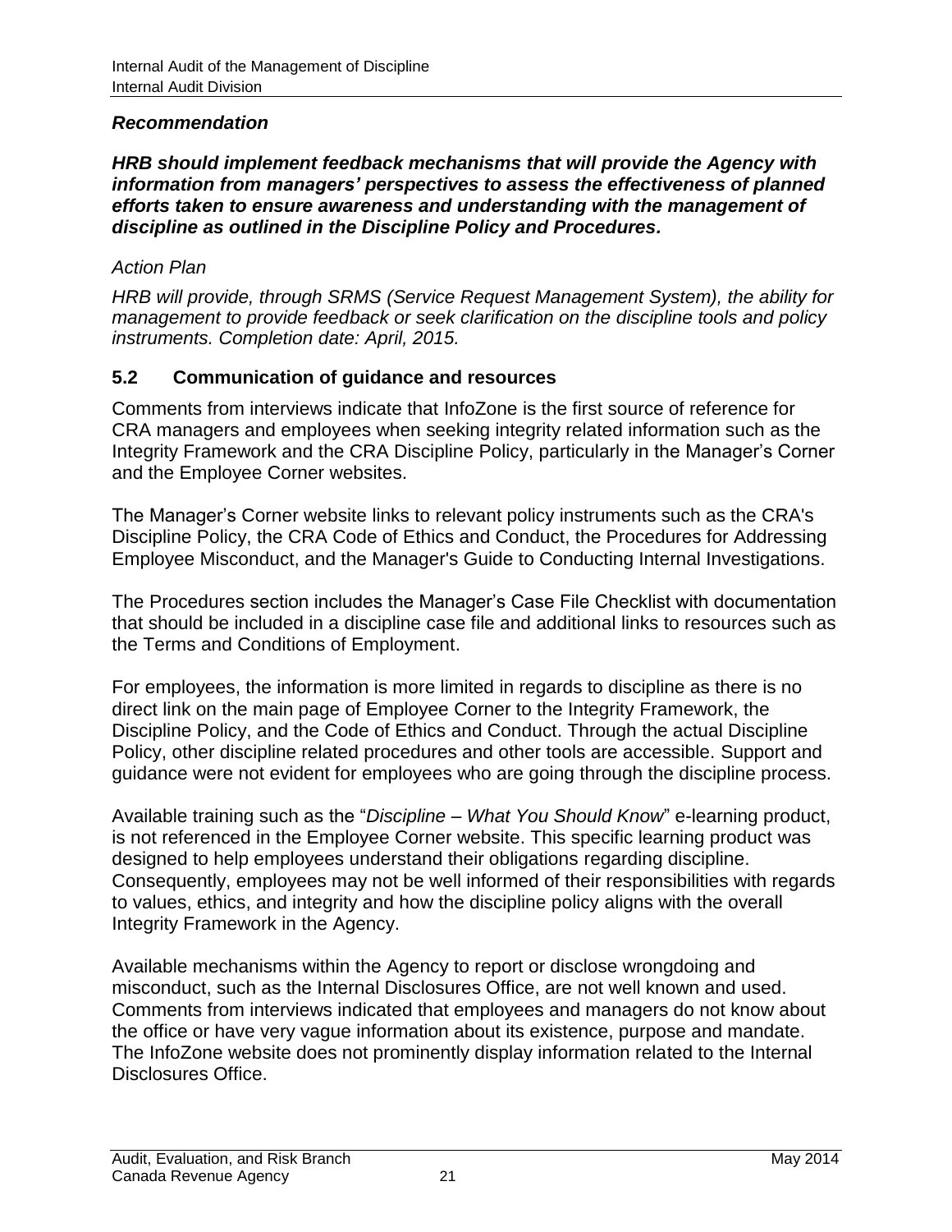### *Recommendation*

***HRB should implement feedback mechanisms that will provide the Agency with information from managers' perspectives to assess the effectiveness of planned efforts taken to ensure awareness and understanding with the management of discipline as outlined in the Discipline Policy and Procedures.***

*Action Plan*

*HRB will provide, through SRMS (Service Request Management System), the ability for management to provide feedback or seek clarification on the discipline tools and policy instruments. Completion date: April, 2015.*

## 5.2 Communication of guidance and resources

Comments from interviews indicate that InfoZone is the first source of reference for CRA managers and employees when seeking integrity related information such as the Integrity Framework and the CRA Discipline Policy, particularly in the Manager's Corner and the Employee Corner websites.

The Manager's Corner website links to relevant policy instruments such as the CRA's Discipline Policy, the CRA Code of Ethics and Conduct, the Procedures for Addressing Employee Misconduct, and the Manager's Guide to Conducting Internal Investigations.

The Procedures section includes the Manager's Case File Checklist with documentation that should be included in a discipline case file and additional links to resources such as the Terms and Conditions of Employment.

For employees, the information is more limited in regards to discipline as there is no direct link on the main page of Employee Corner to the Integrity Framework, the Discipline Policy, and the Code of Ethics and Conduct. Through the actual Discipline Policy, other discipline related procedures and other tools are accessible. Support and guidance were not evident for employees who are going through the discipline process.

Available training such as the "*Discipline – What You Should Know*" e-learning product, is not referenced in the Employee Corner website. This specific learning product was designed to help employees understand their obligations regarding discipline. Consequently, employees may not be well informed of their responsibilities with regards to values, ethics, and integrity and how the discipline policy aligns with the overall Integrity Framework in the Agency.

Available mechanisms within the Agency to report or disclose wrongdoing and misconduct, such as the Internal Disclosures Office, are not well known and used. Comments from interviews indicated that employees and managers do not know about the office or have very vague information about its existence, purpose and mandate. The InfoZone website does not prominently display information related to the Internal Disclosures Office.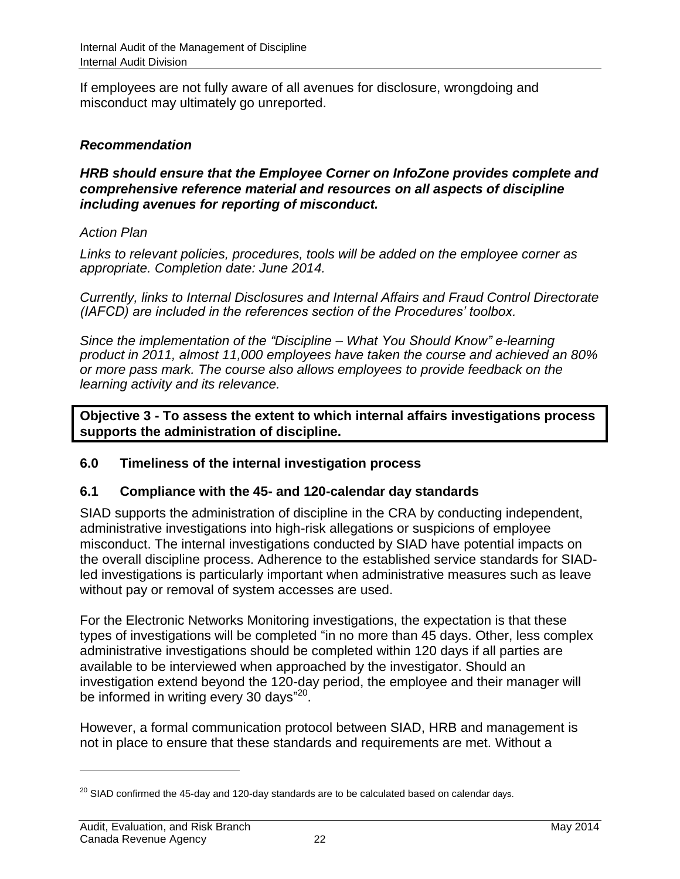If employees are not fully aware of all avenues for disclosure, wrongdoing and misconduct may ultimately go unreported.

***Recommendation***

***HRB should ensure that the Employee Corner on InfoZone provides complete and comprehensive reference material and resources on all aspects of discipline including avenues for reporting of misconduct.***

*Action Plan*

*Links to relevant policies, procedures, tools will be added on the employee corner as appropriate. Completion date: June 2014.*

*Currently, links to Internal Disclosures and Internal Affairs and Fraud Control Directorate (IAFCD) are included in the references section of the Procedures' toolbox.*

*Since the implementation of the "Discipline – What You Should Know" e-learning product in 2011, almost 11,000 employees have taken the course and achieved an 80% or more pass mark. The course also allows employees to provide feedback on the learning activity and its relevance.*

**Objective 3 - To assess the extent to which internal affairs investigations process supports the administration of discipline.**

## 6.0 Timeliness of the internal investigation process

### 6.1 Compliance with the 45- and 120-calendar day standards

SIAD supports the administration of discipline in the CRA by conducting independent, administrative investigations into high-risk allegations or suspicions of employee misconduct. The internal investigations conducted by SIAD have potential impacts on the overall discipline process. Adherence to the established service standards for SIAD-led investigations is particularly important when administrative measures such as leave without pay or removal of system accesses are used.

For the Electronic Networks Monitoring investigations, the expectation is that these types of investigations will be completed "in no more than 45 days. Other, less complex administrative investigations should be completed within 120 days if all parties are available to be interviewed when approached by the investigator. Should an investigation extend beyond the 120-day period, the employee and their manager will be informed in writing every 30 days"[20].

However, a formal communication protocol between SIAD, HRB and management is not in place to ensure that these standards and requirements are met. Without a

[20] SIAD confirmed the 45-day and 120-day standards are to be calculated based on calendar days.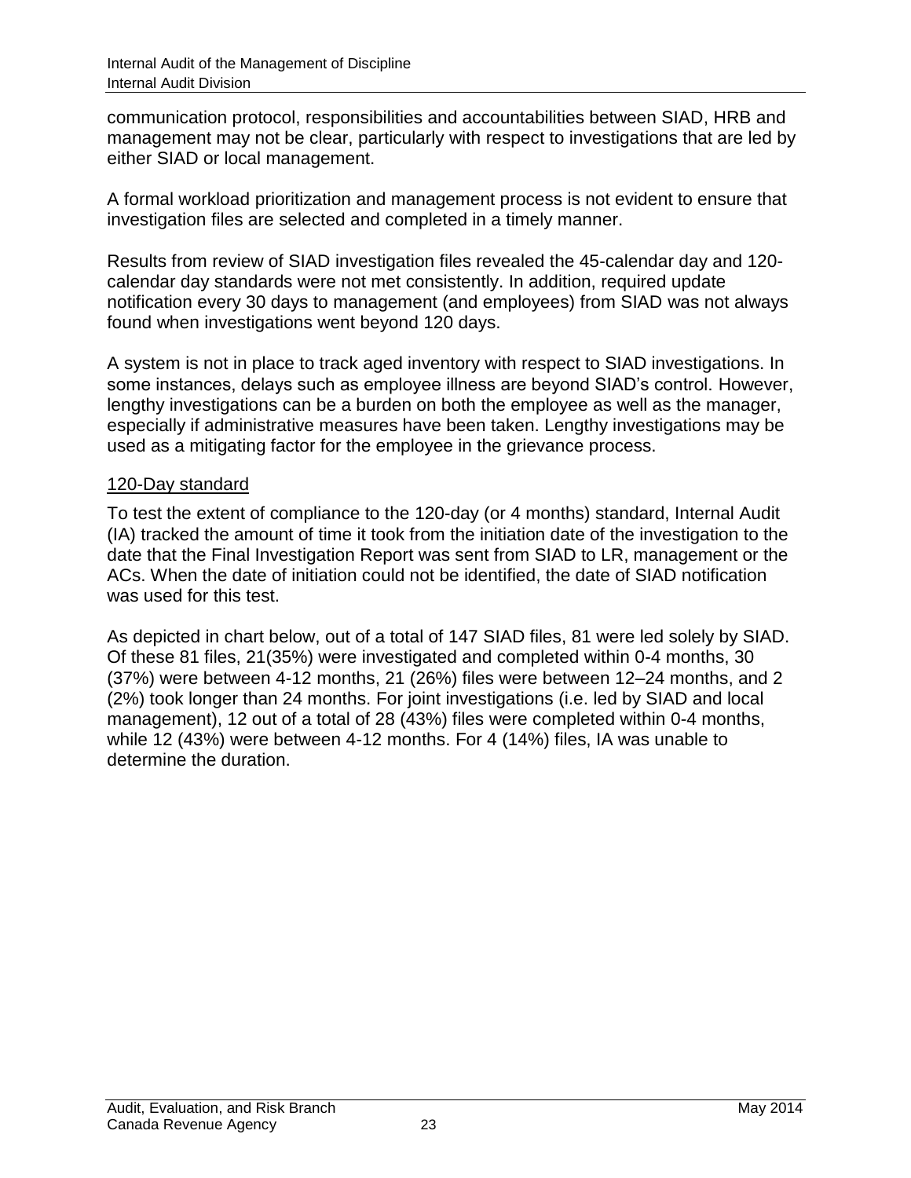communication protocol, responsibilities and accountabilities between SIAD, HRB and management may not be clear, particularly with respect to investigations that are led by either SIAD or local management.

A formal workload prioritization and management process is not evident to ensure that investigation files are selected and completed in a timely manner.

Results from review of SIAD investigation files revealed the 45-calendar day and 120-calendar day standards were not met consistently. In addition, required update notification every 30 days to management (and employees) from SIAD was not always found when investigations went beyond 120 days.

A system is not in place to track aged inventory with respect to SIAD investigations. In some instances, delays such as employee illness are beyond SIAD's control. However, lengthy investigations can be a burden on both the employee as well as the manager, especially if administrative measures have been taken. Lengthy investigations may be used as a mitigating factor for the employee in the grievance process.

<u>120-Day standard</u>

To test the extent of compliance to the 120-day (or 4 months) standard, Internal Audit (IA) tracked the amount of time it took from the initiation date of the investigation to the date that the Final Investigation Report was sent from SIAD to LR, management or the ACs. When the date of initiation could not be identified, the date of SIAD notification was used for this test.

As depicted in chart below, out of a total of 147 SIAD files, 81 were led solely by SIAD. Of these 81 files, 21(35%) were investigated and completed within 0-4 months, 30 (37%) were between 4-12 months, 21 (26%) files were between 12–24 months, and 2 (2%) took longer than 24 months. For joint investigations (i.e. led by SIAD and local management), 12 out of a total of 28 (43%) files were completed within 0-4 months, while 12 (43%) were between 4-12 months. For 4 (14%) files, IA was unable to determine the duration.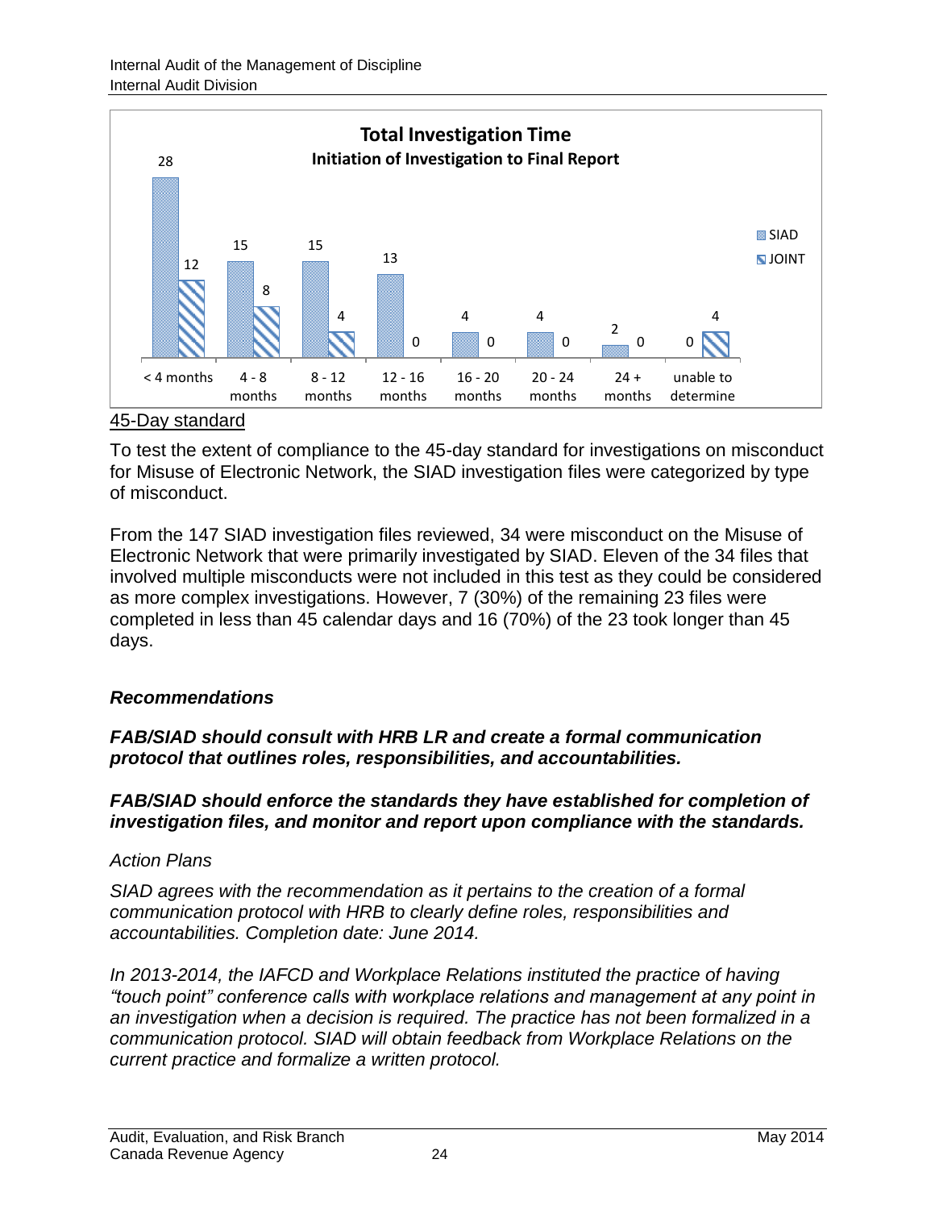**Total Investigation Time**
**Initiation of Investigation to Final Report**

| | < 4 months | 4 - 8 months | 8 - 12 months | 12 - 16 months | 16 - 20 months | 20 - 24 months | 24 + months | unable to determine |
|---|---|---|---|---|---|---|---|---|
| SIAD | 28 | 15 | 15 | 13 | 4 | 4 | 2 | 0 |
| JOINT | 12 | 8 | 4 | 0 | 0 | 0 | 0 | 4 |

<u>45-Day standard</u>

To test the extent of compliance to the 45-day standard for investigations on misconduct for Misuse of Electronic Network, the SIAD investigation files were categorized by type of misconduct.

From the 147 SIAD investigation files reviewed, 34 were misconduct on the Misuse of Electronic Network that were primarily investigated by SIAD. Eleven of the 34 files that involved multiple misconducts were not included in this test as they could be considered as more complex investigations. However, 7 (30%) of the remaining 23 files were completed in less than 45 calendar days and 16 (70%) of the 23 took longer than 45 days.

***Recommendations***

***FAB/SIAD should consult with HRB LR and create a formal communication protocol that outlines roles, responsibilities, and accountabilities.***

***FAB/SIAD should enforce the standards they have established for completion of investigation files, and monitor and report upon compliance with the standards.***

*Action Plans*

*SIAD agrees with the recommendation as it pertains to the creation of a formal communication protocol with HRB to clearly define roles, responsibilities and accountabilities. Completion date: June 2014.*

*In 2013-2014, the IAFCD and Workplace Relations instituted the practice of having "touch point" conference calls with workplace relations and management at any point in an investigation when a decision is required. The practice has not been formalized in a communication protocol. SIAD will obtain feedback from Workplace Relations on the current practice and formalize a written protocol.*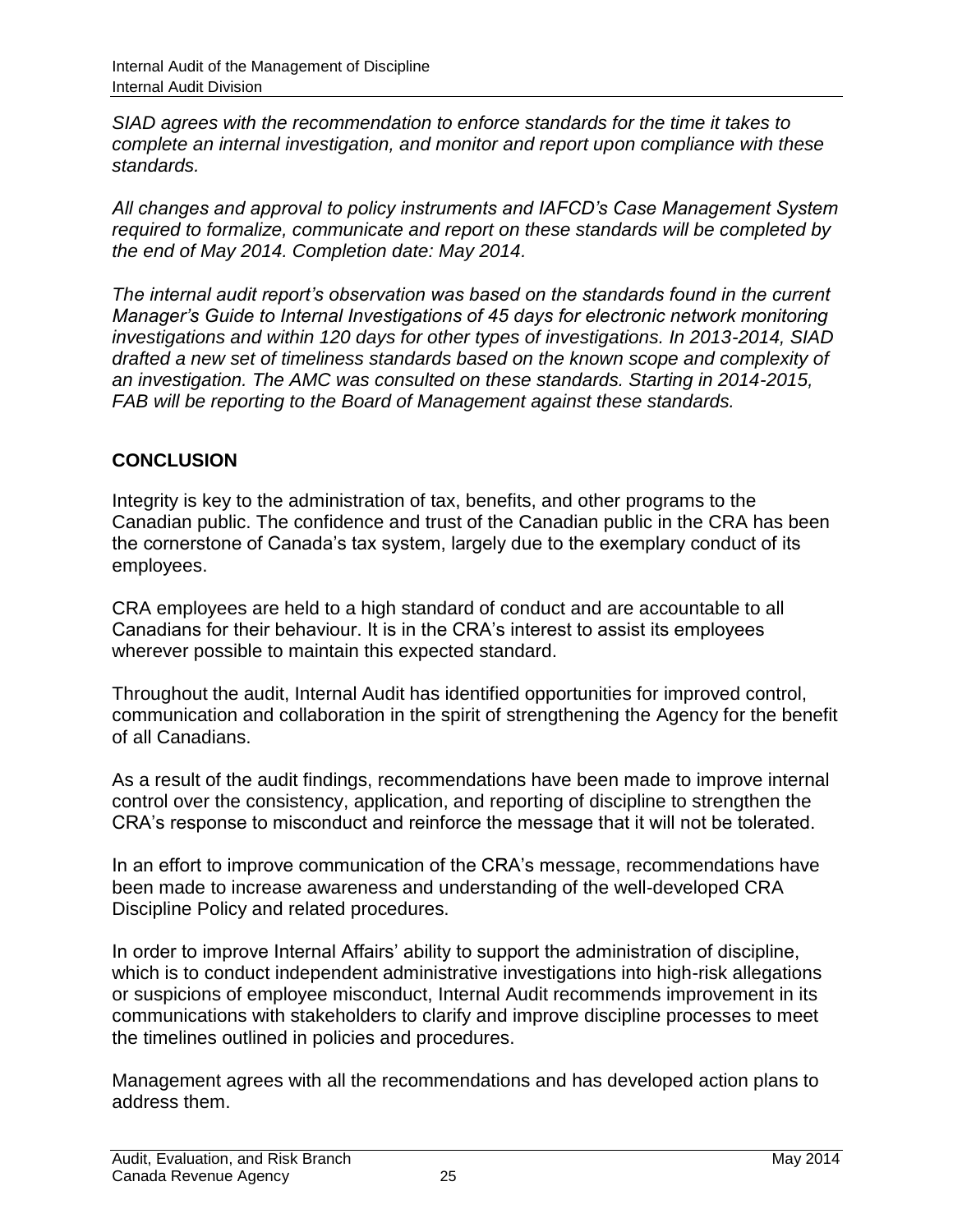*SIAD agrees with the recommendation to enforce standards for the time it takes to complete an internal investigation, and monitor and report upon compliance with these standards.*

*All changes and approval to policy instruments and IAFCD's Case Management System required to formalize, communicate and report on these standards will be completed by the end of May 2014. Completion date: May 2014.*

*The internal audit report's observation was based on the standards found in the current Manager's Guide to Internal Investigations of 45 days for electronic network monitoring investigations and within 120 days for other types of investigations. In 2013-2014, SIAD drafted a new set of timeliness standards based on the known scope and complexity of an investigation. The AMC was consulted on these standards. Starting in 2014-2015, FAB will be reporting to the Board of Management against these standards.*

## CONCLUSION

Integrity is key to the administration of tax, benefits, and other programs to the Canadian public. The confidence and trust of the Canadian public in the CRA has been the cornerstone of Canada's tax system, largely due to the exemplary conduct of its employees.

CRA employees are held to a high standard of conduct and are accountable to all Canadians for their behaviour. It is in the CRA's interest to assist its employees wherever possible to maintain this expected standard.

Throughout the audit, Internal Audit has identified opportunities for improved control, communication and collaboration in the spirit of strengthening the Agency for the benefit of all Canadians.

As a result of the audit findings, recommendations have been made to improve internal control over the consistency, application, and reporting of discipline to strengthen the CRA's response to misconduct and reinforce the message that it will not be tolerated.

In an effort to improve communication of the CRA's message, recommendations have been made to increase awareness and understanding of the well-developed CRA Discipline Policy and related procedures.

In order to improve Internal Affairs' ability to support the administration of discipline, which is to conduct independent administrative investigations into high-risk allegations or suspicions of employee misconduct, Internal Audit recommends improvement in its communications with stakeholders to clarify and improve discipline processes to meet the timelines outlined in policies and procedures.

Management agrees with all the recommendations and has developed action plans to address them.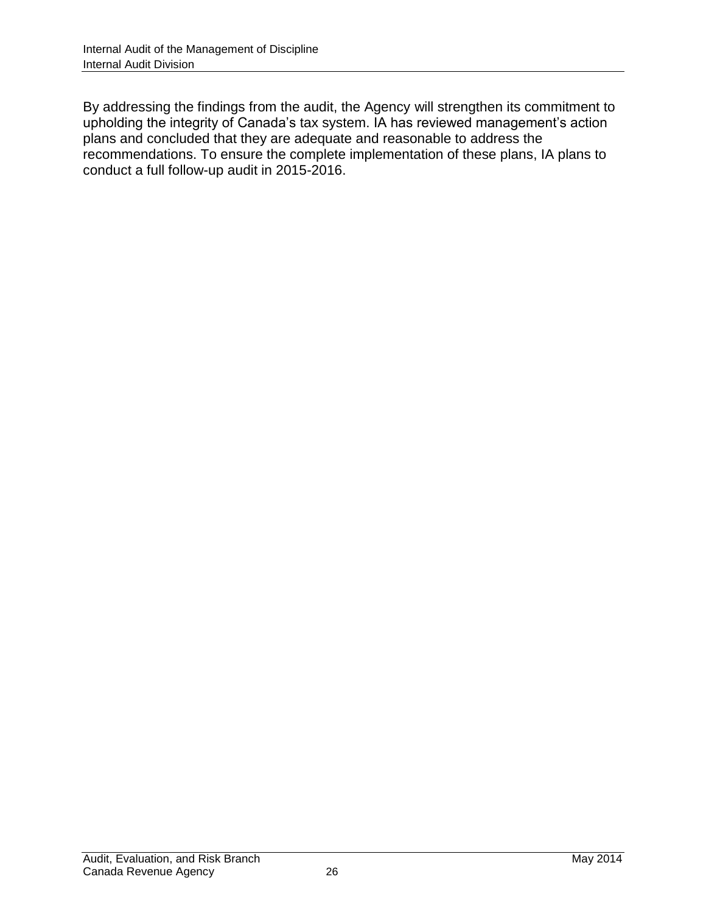By addressing the findings from the audit, the Agency will strengthen its commitment to upholding the integrity of Canada's tax system. IA has reviewed management's action plans and concluded that they are adequate and reasonable to address the recommendations. To ensure the complete implementation of these plans, IA plans to conduct a full follow-up audit in 2015-2016.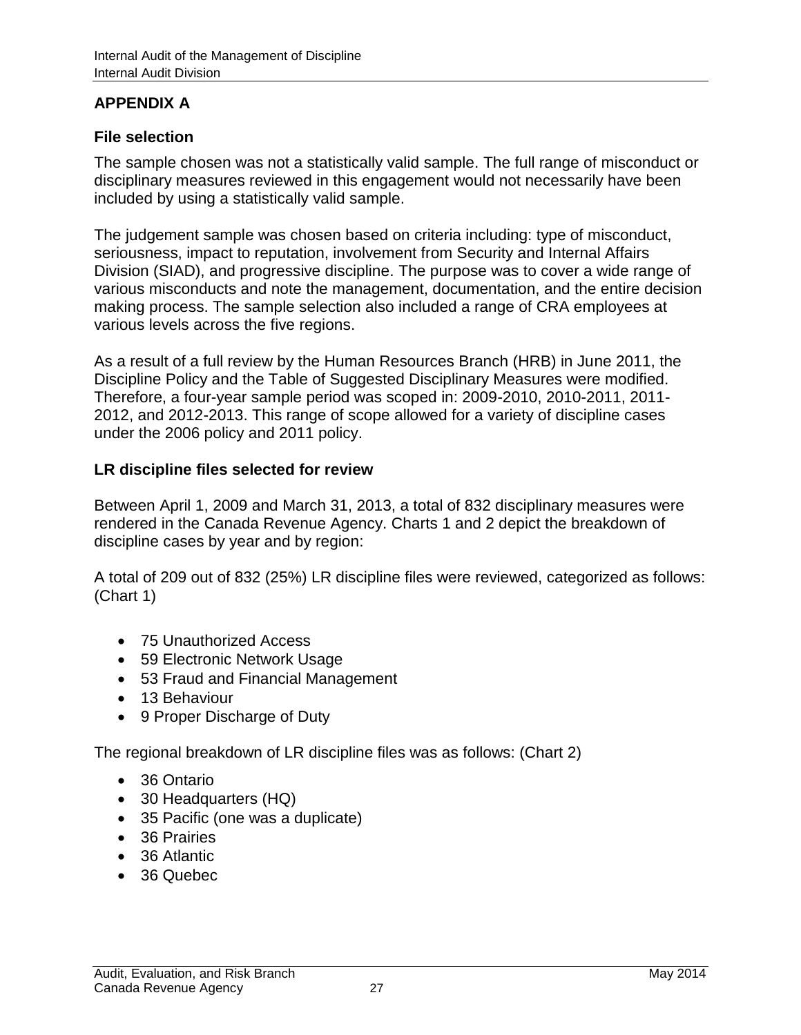## APPENDIX A

### File selection

The sample chosen was not a statistically valid sample. The full range of misconduct or disciplinary measures reviewed in this engagement would not necessarily have been included by using a statistically valid sample.

The judgement sample was chosen based on criteria including: type of misconduct, seriousness, impact to reputation, involvement from Security and Internal Affairs Division (SIAD), and progressive discipline. The purpose was to cover a wide range of various misconducts and note the management, documentation, and the entire decision making process. The sample selection also included a range of CRA employees at various levels across the five regions.

As a result of a full review by the Human Resources Branch (HRB) in June 2011, the Discipline Policy and the Table of Suggested Disciplinary Measures were modified. Therefore, a four-year sample period was scoped in: 2009-2010, 2010-2011, 2011-2012, and 2012-2013. This range of scope allowed for a variety of discipline cases under the 2006 policy and 2011 policy.

### LR discipline files selected for review

Between April 1, 2009 and March 31, 2013, a total of 832 disciplinary measures were rendered in the Canada Revenue Agency. Charts 1 and 2 depict the breakdown of discipline cases by year and by region:

A total of 209 out of 832 (25%) LR discipline files were reviewed, categorized as follows: (Chart 1)

- 75 Unauthorized Access
- 59 Electronic Network Usage
- 53 Fraud and Financial Management
- 13 Behaviour
- 9 Proper Discharge of Duty

The regional breakdown of LR discipline files was as follows: (Chart 2)

- 36 Ontario
- 30 Headquarters (HQ)
- 35 Pacific (one was a duplicate)
- 36 Prairies
- 36 Atlantic
- 36 Quebec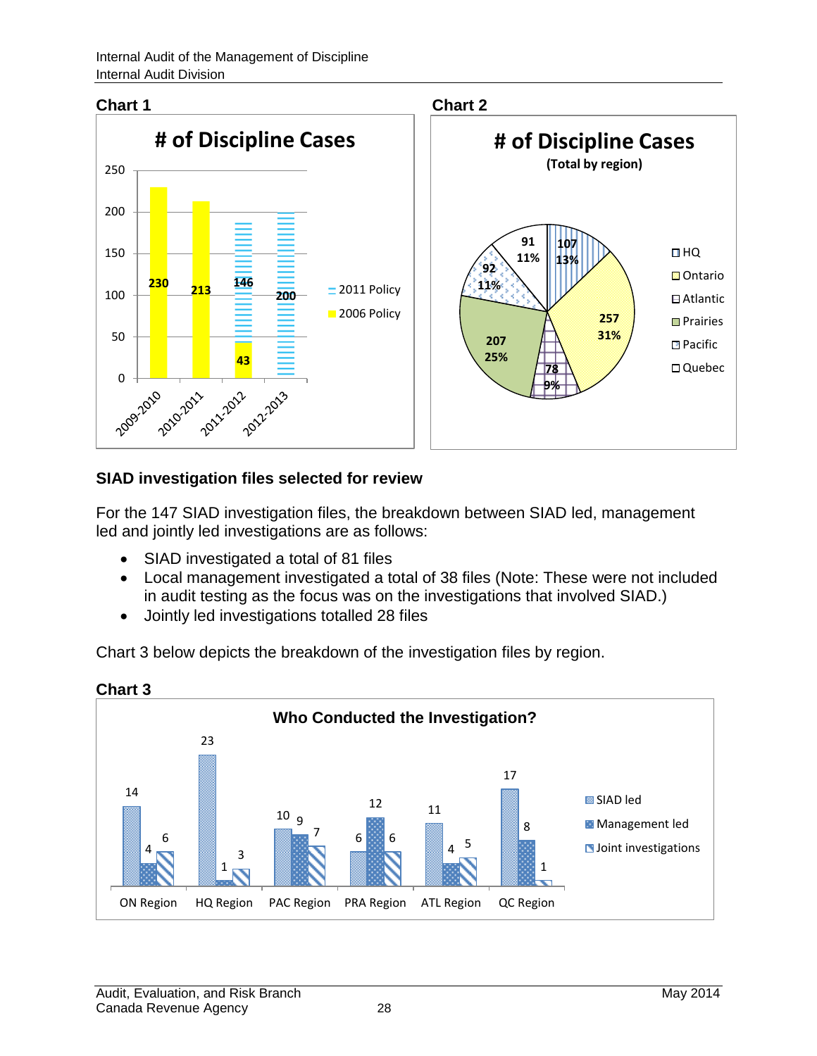**Chart 1**

# of Discipline Cases

250
200
150
100
50
0

230
213
146
200
43

2009-2010
2010-2011
2011-2012
2012-2013

2011 Policy
2006 Policy

**Chart 2**

# of Discipline Cases
(Total by region)

91 11%
107 13%
92 11%
257 31%
207 25%
78 9%

HQ
Ontario
Atlantic
Prairies
Pacific
Quebec

## SIAD investigation files selected for review

For the 147 SIAD investigation files, the breakdown between SIAD led, management led and jointly led investigations are as follows:

- SIAD investigated a total of 81 files
- Local management investigated a total of 38 files (Note: These were not included in audit testing as the focus was on the investigations that involved SIAD.)
- Jointly led investigations totalled 28 files

Chart 3 below depicts the breakdown of the investigation files by region.

**Chart 3**

Who Conducted the Investigation?

14 4 6
23 1 3
10 9 7
6 12 6
11 4 5
17 8 1

ON Region
HQ Region
PAC Region
PRA Region
ATL Region
QC Region

SIAD led
Management led
Joint investigations